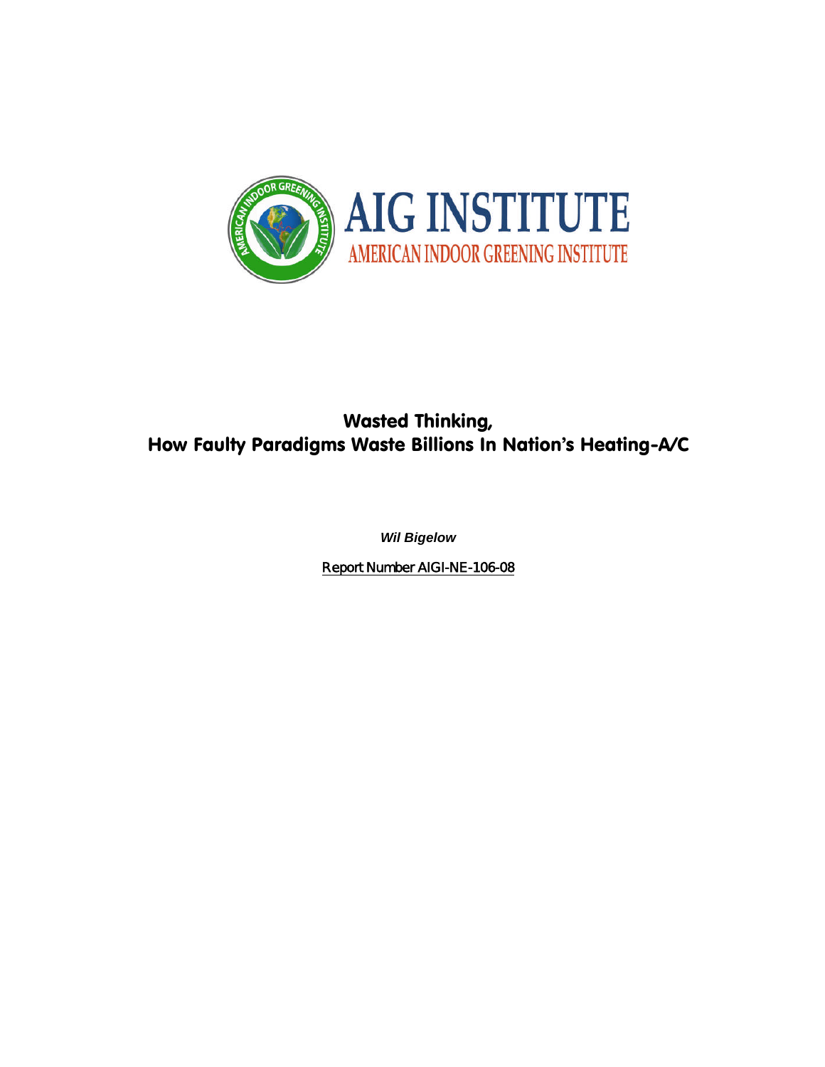# AIG INSTITUTE

AMERICAN INDOOR GREENING INSTITUTE

## Wasted Thinking,
## How Faulty Paradigms Waste Billions In Nation's Heating-A/C

***Wil Bigelow***

Report Number AIGI-NE-106-08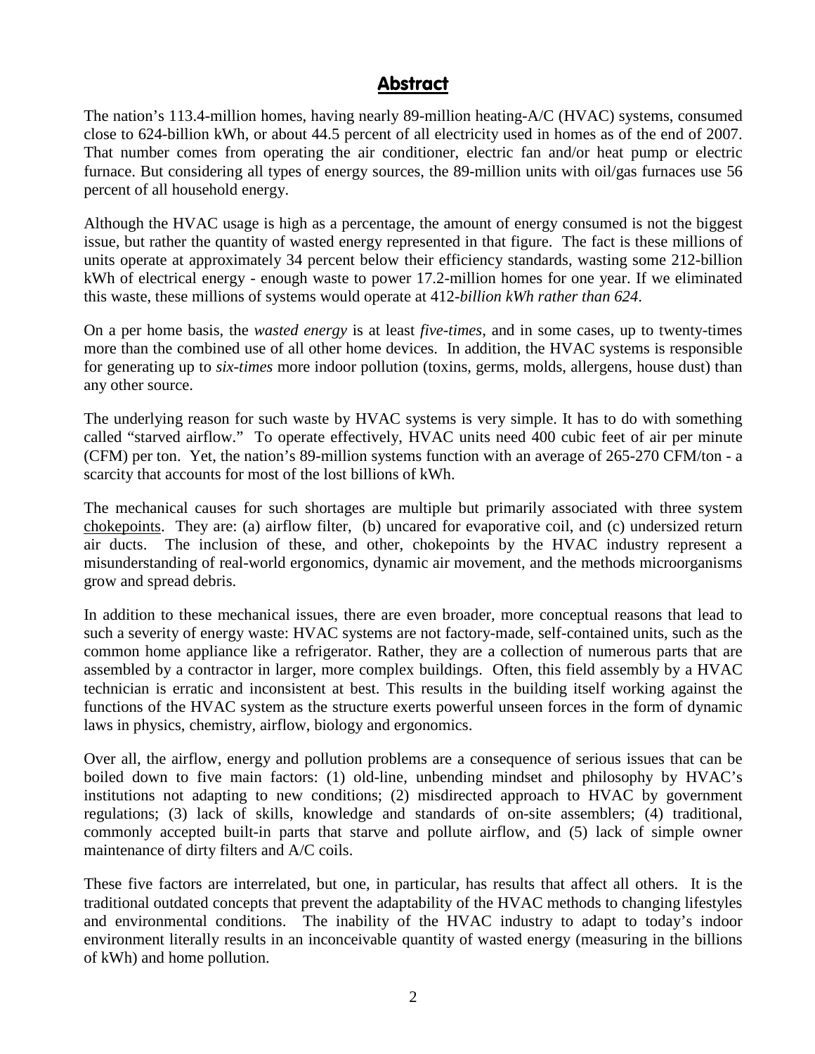## Abstract

The nation's 113.4-million homes, having nearly 89-million heating-A/C (HVAC) systems, consumed close to 624-billion kWh, or about 44.5 percent of all electricity used in homes as of the end of 2007. That number comes from operating the air conditioner, electric fan and/or heat pump or electric furnace. But considering all types of energy sources, the 89-million units with oil/gas furnaces use 56 percent of all household energy.

Although the HVAC usage is high as a percentage, the amount of energy consumed is not the biggest issue, but rather the quantity of wasted energy represented in that figure. The fact is these millions of units operate at approximately 34 percent below their efficiency standards, wasting some 212-billion kWh of electrical energy - enough waste to power 17.2-million homes for one year. If we eliminated this waste, these millions of systems would operate at 412-*billion kWh rather than 624*.

On a per home basis, the *wasted energy* is at least *five-times*, and in some cases, up to twenty-times more than the combined use of all other home devices. In addition, the HVAC systems is responsible for generating up to *six-times* more indoor pollution (toxins, germs, molds, allergens, house dust) than any other source.

The underlying reason for such waste by HVAC systems is very simple. It has to do with something called "starved airflow." To operate effectively, HVAC units need 400 cubic feet of air per minute (CFM) per ton. Yet, the nation's 89-million systems function with an average of 265-270 CFM/ton - a scarcity that accounts for most of the lost billions of kWh.

The mechanical causes for such shortages are multiple but primarily associated with three system chokepoints. They are: (a) airflow filter, (b) uncared for evaporative coil, and (c) undersized return air ducts. The inclusion of these, and other, chokepoints by the HVAC industry represent a misunderstanding of real-world ergonomics, dynamic air movement, and the methods microorganisms grow and spread debris.

In addition to these mechanical issues, there are even broader, more conceptual reasons that lead to such a severity of energy waste: HVAC systems are not factory-made, self-contained units, such as the common home appliance like a refrigerator. Rather, they are a collection of numerous parts that are assembled by a contractor in larger, more complex buildings. Often, this field assembly by a HVAC technician is erratic and inconsistent at best. This results in the building itself working against the functions of the HVAC system as the structure exerts powerful unseen forces in the form of dynamic laws in physics, chemistry, airflow, biology and ergonomics.

Over all, the airflow, energy and pollution problems are a consequence of serious issues that can be boiled down to five main factors: (1) old-line, unbending mindset and philosophy by HVAC's institutions not adapting to new conditions; (2) misdirected approach to HVAC by government regulations; (3) lack of skills, knowledge and standards of on-site assemblers; (4) traditional, commonly accepted built-in parts that starve and pollute airflow, and (5) lack of simple owner maintenance of dirty filters and A/C coils.

These five factors are interrelated, but one, in particular, has results that affect all others. It is the traditional outdated concepts that prevent the adaptability of the HVAC methods to changing lifestyles and environmental conditions. The inability of the HVAC industry to adapt to today's indoor environment literally results in an inconceivable quantity of wasted energy (measuring in the billions of kWh) and home pollution.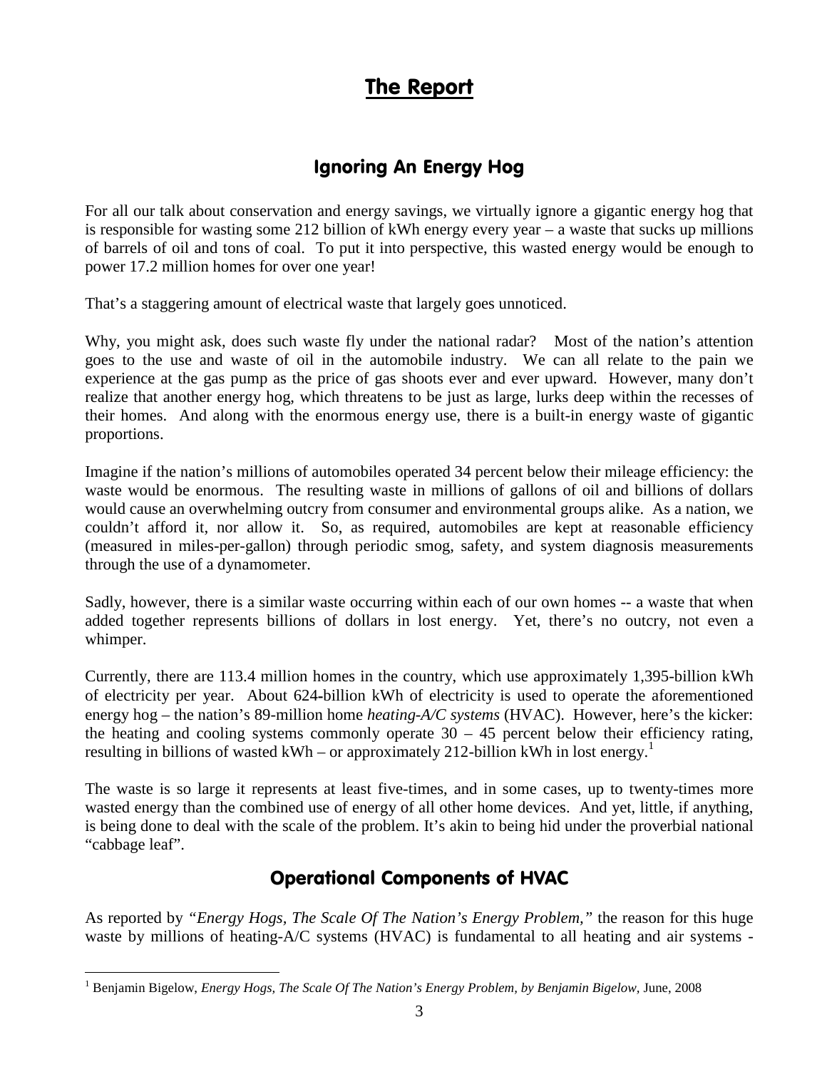# The Report

## Ignoring An Energy Hog

For all our talk about conservation and energy savings, we virtually ignore a gigantic energy hog that is responsible for wasting some 212 billion of kWh energy every year – a waste that sucks up millions of barrels of oil and tons of coal. To put it into perspective, this wasted energy would be enough to power 17.2 million homes for over one year!

That's a staggering amount of electrical waste that largely goes unnoticed.

Why, you might ask, does such waste fly under the national radar? Most of the nation's attention goes to the use and waste of oil in the automobile industry. We can all relate to the pain we experience at the gas pump as the price of gas shoots ever and ever upward. However, many don't realize that another energy hog, which threatens to be just as large, lurks deep within the recesses of their homes. And along with the enormous energy use, there is a built-in energy waste of gigantic proportions.

Imagine if the nation's millions of automobiles operated 34 percent below their mileage efficiency: the waste would be enormous. The resulting waste in millions of gallons of oil and billions of dollars would cause an overwhelming outcry from consumer and environmental groups alike. As a nation, we couldn't afford it, nor allow it. So, as required, automobiles are kept at reasonable efficiency (measured in miles-per-gallon) through periodic smog, safety, and system diagnosis measurements through the use of a dynamometer.

Sadly, however, there is a similar waste occurring within each of our own homes -- a waste that when added together represents billions of dollars in lost energy. Yet, there's no outcry, not even a whimper.

Currently, there are 113.4 million homes in the country, which use approximately 1,395-billion kWh of electricity per year. About 624-billion kWh of electricity is used to operate the aforementioned energy hog – the nation's 89-million home *heating-A/C systems* (HVAC). However, here's the kicker: the heating and cooling systems commonly operate 30 – 45 percent below their efficiency rating, resulting in billions of wasted kWh – or approximately 212-billion kWh in lost energy.[1]

The waste is so large it represents at least five-times, and in some cases, up to twenty-times more wasted energy than the combined use of energy of all other home devices. And yet, little, if anything, is being done to deal with the scale of the problem. It's akin to being hid under the proverbial national "cabbage leaf".

## Operational Components of HVAC

As reported by *"Energy Hogs, The Scale Of The Nation's Energy Problem,"* the reason for this huge waste by millions of heating-A/C systems (HVAC) is fundamental to all heating and air systems -

[1] Benjamin Bigelow, *Energy Hogs, The Scale Of The Nation's Energy Problem, by Benjamin Bigelow,* June, 2008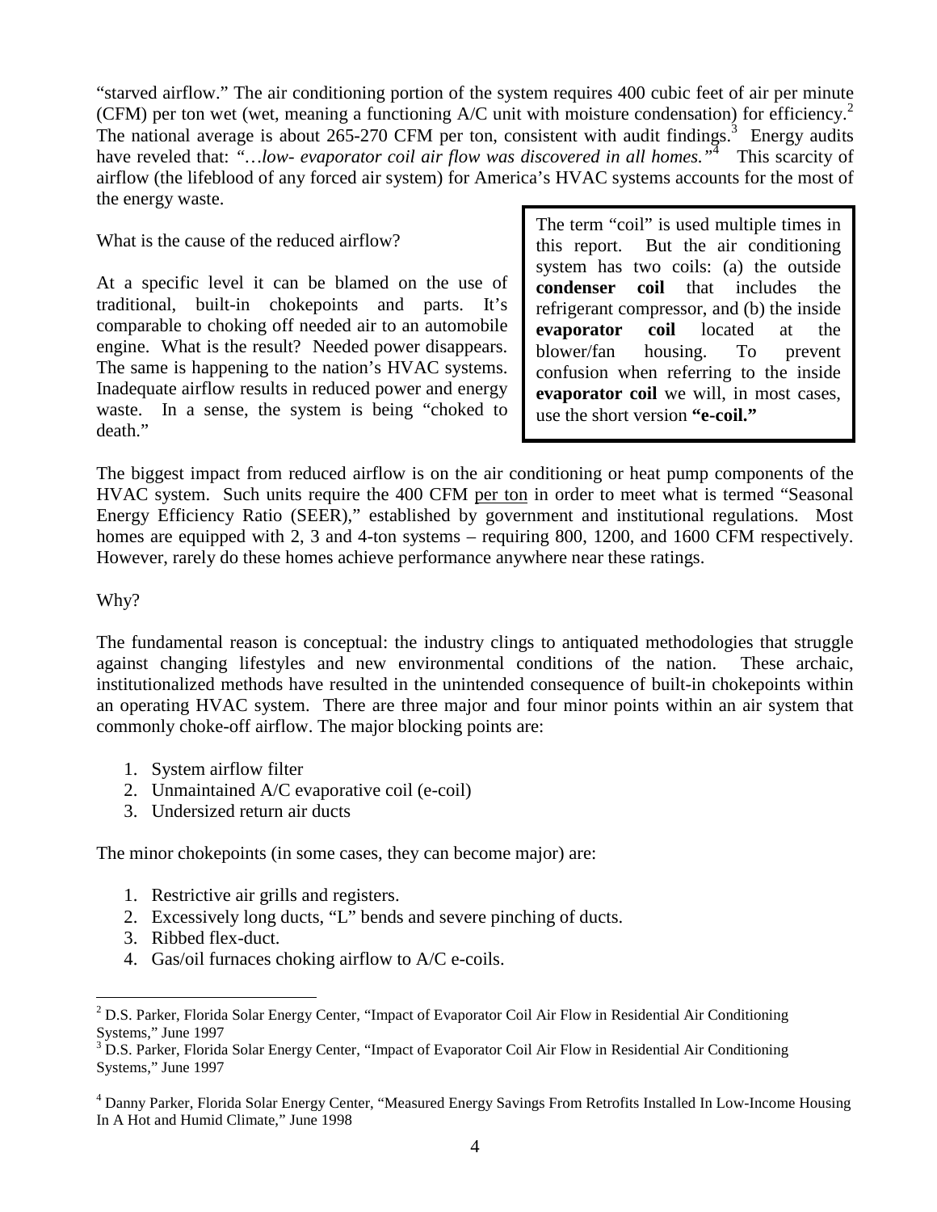"starved airflow." The air conditioning portion of the system requires 400 cubic feet of air per minute (CFM) per ton wet (wet, meaning a functioning A/C unit with moisture condensation) for efficiency.[2] The national average is about 265-270 CFM per ton, consistent with audit findings.[3] Energy audits have reveled that: *"…low- evaporator coil air flow was discovered in all homes."*[4] This scarcity of airflow (the lifeblood of any forced air system) for America's HVAC systems accounts for the most of the energy waste.

What is the cause of the reduced airflow?

At a specific level it can be blamed on the use of traditional, built-in chokepoints and parts. It's comparable to choking off needed air to an automobile engine. What is the result? Needed power disappears. The same is happening to the nation's HVAC systems. Inadequate airflow results in reduced power and energy waste. In a sense, the system is being "choked to death."

> The term "coil" is used multiple times in this report. But the air conditioning system has two coils: (a) the outside **condenser coil** that includes the refrigerant compressor, and (b) the inside **evaporator coil** located at the blower/fan housing. To prevent confusion when referring to the inside **evaporator coil** we will, in most cases, use the short version **"e-coil."**

The biggest impact from reduced airflow is on the air conditioning or heat pump components of the HVAC system. Such units require the 400 CFM per ton in order to meet what is termed "Seasonal Energy Efficiency Ratio (SEER)," established by government and institutional regulations. Most homes are equipped with 2, 3 and 4-ton systems – requiring 800, 1200, and 1600 CFM respectively. However, rarely do these homes achieve performance anywhere near these ratings.

Why?

The fundamental reason is conceptual: the industry clings to antiquated methodologies that struggle against changing lifestyles and new environmental conditions of the nation. These archaic, institutionalized methods have resulted in the unintended consequence of built-in chokepoints within an operating HVAC system. There are three major and four minor points within an air system that commonly choke-off airflow. The major blocking points are:

1. System airflow filter
2. Unmaintained A/C evaporative coil (e-coil)
3. Undersized return air ducts

The minor chokepoints (in some cases, they can become major) are:

1. Restrictive air grills and registers.
2. Excessively long ducts, "L" bends and severe pinching of ducts.
3. Ribbed flex-duct.
4. Gas/oil furnaces choking airflow to A/C e-coils.

---

[2] D.S. Parker, Florida Solar Energy Center, "Impact of Evaporator Coil Air Flow in Residential Air Conditioning Systems," June 1997

[3] D.S. Parker, Florida Solar Energy Center, "Impact of Evaporator Coil Air Flow in Residential Air Conditioning Systems," June 1997

[4] Danny Parker, Florida Solar Energy Center, "Measured Energy Savings From Retrofits Installed In Low-Income Housing In A Hot and Humid Climate," June 1998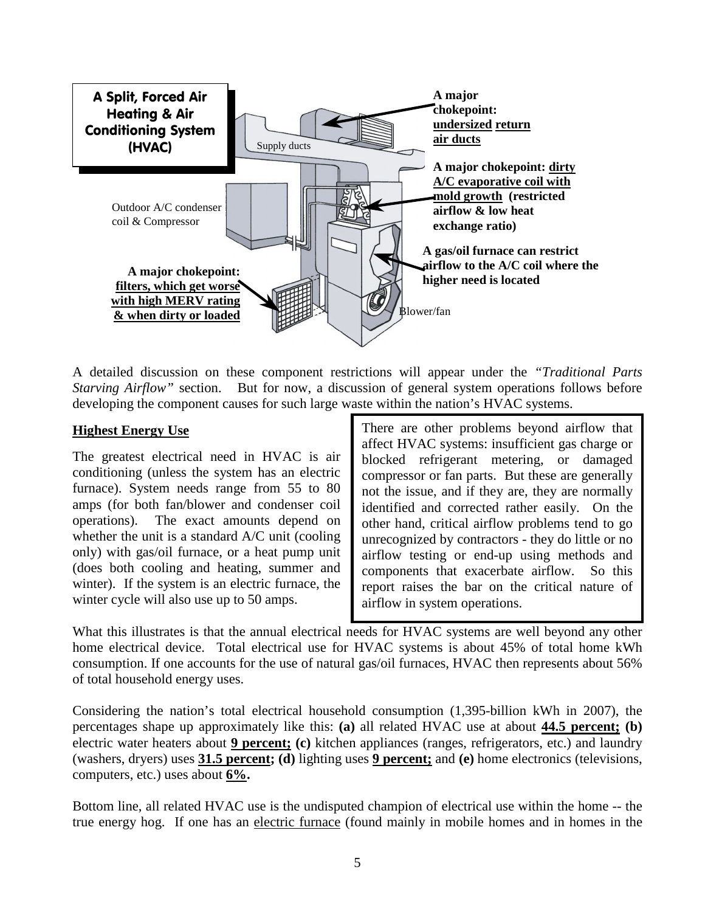**A Split, Forced Air Heating & Air Conditioning System (HVAC)**

Supply ducts

**A major chokepoint: undersized return air ducts**

**A major chokepoint: dirty A/C evaporative coil with mold growth (restricted airflow & low heat exchange ratio)**

Outdoor A/C condenser coil & Compressor

**A gas/oil furnace can restrict airflow to the A/C coil where the higher need is located**

**A major chokepoint: filters, which get worse with high MERV rating & when dirty or loaded**

Blower/fan

A detailed discussion on these component restrictions will appear under the *"Traditional Parts Starving Airflow"* section. But for now, a discussion of general system operations follows before developing the component causes for such large waste within the nation's HVAC systems.

## Highest Energy Use

The greatest electrical need in HVAC is air conditioning (unless the system has an electric furnace). System needs range from 55 to 80 amps (for both fan/blower and condenser coil operations). The exact amounts depend on whether the unit is a standard A/C unit (cooling only) with gas/oil furnace, or a heat pump unit (does both cooling and heating, summer and winter). If the system is an electric furnace, the winter cycle will also use up to 50 amps.

> There are other problems beyond airflow that affect HVAC systems: insufficient gas charge or blocked refrigerant metering, or damaged compressor or fan parts. But these are generally not the issue, and if they are, they are normally identified and corrected rather easily. On the other hand, critical airflow problems tend to go unrecognized by contractors - they do little or no airflow testing or end-up using methods and components that exacerbate airflow. So this report raises the bar on the critical nature of airflow in system operations.

What this illustrates is that the annual electrical needs for HVAC systems are well beyond any other home electrical device. Total electrical use for HVAC systems is about 45% of total home kWh consumption. If one accounts for the use of natural gas/oil furnaces, HVAC then represents about 56% of total household energy uses.

Considering the nation's total electrical household consumption (1,395-billion kWh in 2007), the percentages shape up approximately like this: **(a)** all related HVAC use at about **44.5 percent; (b)** electric water heaters about **9 percent; (c)** kitchen appliances (ranges, refrigerators, etc.) and laundry (washers, dryers) uses **31.5 percent; (d)** lighting uses **9 percent;** and **(e)** home electronics (televisions, computers, etc.) uses about **6%.**

Bottom line, all related HVAC use is the undisputed champion of electrical use within the home -- the true energy hog. If one has an electric furnace (found mainly in mobile homes and in homes in the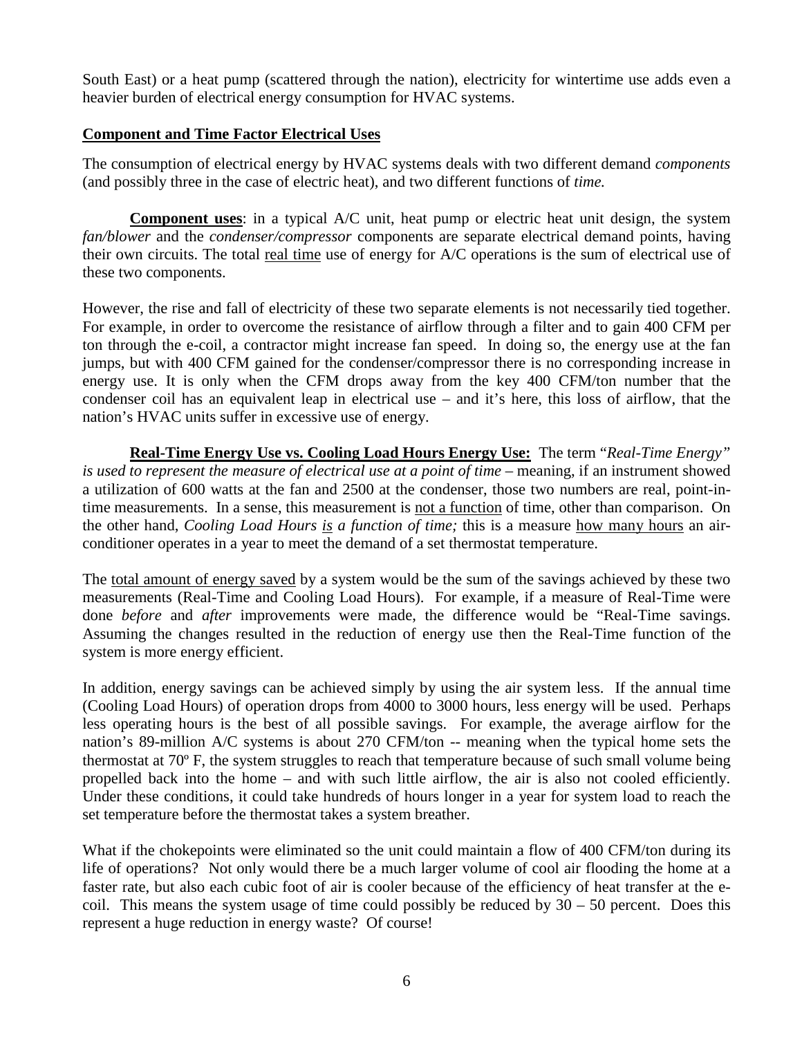South East) or a heat pump (scattered through the nation), electricity for wintertime use adds even a heavier burden of electrical energy consumption for HVAC systems.

## **Component and Time Factor Electrical Uses**

The consumption of electrical energy by HVAC systems deals with two different demand *components* (and possibly three in the case of electric heat), and two different functions of *time.*

**Component uses**: in a typical A/C unit, heat pump or electric heat unit design, the system *fan/blower* and the *condenser/compressor* components are separate electrical demand points, having their own circuits. The total real time use of energy for A/C operations is the sum of electrical use of these two components.

However, the rise and fall of electricity of these two separate elements is not necessarily tied together. For example, in order to overcome the resistance of airflow through a filter and to gain 400 CFM per ton through the e-coil, a contractor might increase fan speed. In doing so, the energy use at the fan jumps, but with 400 CFM gained for the condenser/compressor there is no corresponding increase in energy use. It is only when the CFM drops away from the key 400 CFM/ton number that the condenser coil has an equivalent leap in electrical use – and it's here, this loss of airflow, that the nation's HVAC units suffer in excessive use of energy.

**Real-Time Energy Use vs. Cooling Load Hours Energy Use:** The term "*Real-Time Energy" is used to represent the measure of electrical use at a point of time* – meaning, if an instrument showed a utilization of 600 watts at the fan and 2500 at the condenser, those two numbers are real, point-in-time measurements. In a sense, this measurement is not a function of time, other than comparison. On the other hand, *Cooling Load Hours is a function of time;* this is a measure how many hours an air-conditioner operates in a year to meet the demand of a set thermostat temperature.

The total amount of energy saved by a system would be the sum of the savings achieved by these two measurements (Real-Time and Cooling Load Hours). For example, if a measure of Real-Time were done *before* and *after* improvements were made, the difference would be "Real-Time savings. Assuming the changes resulted in the reduction of energy use then the Real-Time function of the system is more energy efficient.

In addition, energy savings can be achieved simply by using the air system less. If the annual time (Cooling Load Hours) of operation drops from 4000 to 3000 hours, less energy will be used. Perhaps less operating hours is the best of all possible savings. For example, the average airflow for the nation's 89-million A/C systems is about 270 CFM/ton -- meaning when the typical home sets the thermostat at 70º F, the system struggles to reach that temperature because of such small volume being propelled back into the home – and with such little airflow, the air is also not cooled efficiently. Under these conditions, it could take hundreds of hours longer in a year for system load to reach the set temperature before the thermostat takes a system breather.

What if the chokepoints were eliminated so the unit could maintain a flow of 400 CFM/ton during its life of operations? Not only would there be a much larger volume of cool air flooding the home at a faster rate, but also each cubic foot of air is cooler because of the efficiency of heat transfer at the e-coil. This means the system usage of time could possibly be reduced by 30 – 50 percent. Does this represent a huge reduction in energy waste? Of course!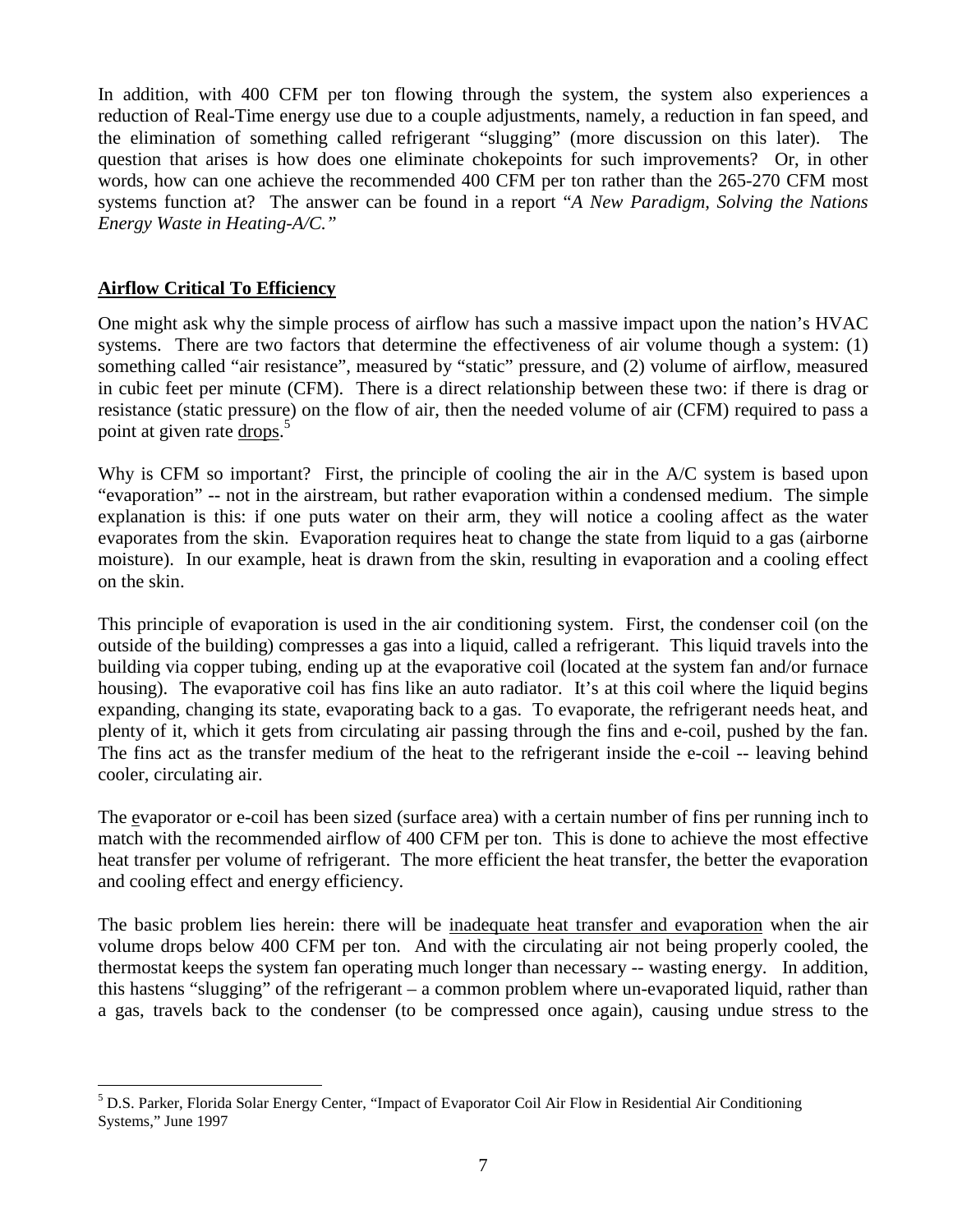In addition, with 400 CFM per ton flowing through the system, the system also experiences a reduction of Real-Time energy use due to a couple adjustments, namely, a reduction in fan speed, and the elimination of something called refrigerant "slugging" (more discussion on this later). The question that arises is how does one eliminate chokepoints for such improvements? Or, in other words, how can one achieve the recommended 400 CFM per ton rather than the 265-270 CFM most systems function at? The answer can be found in a report "*A New Paradigm, Solving the Nations Energy Waste in Heating-A/C.*"

## Airflow Critical To Efficiency

One might ask why the simple process of airflow has such a massive impact upon the nation's HVAC systems. There are two factors that determine the effectiveness of air volume though a system: (1) something called "air resistance", measured by "static" pressure, and (2) volume of airflow, measured in cubic feet per minute (CFM). There is a direct relationship between these two: if there is drag or resistance (static pressure) on the flow of air, then the needed volume of air (CFM) required to pass a point at given rate drops.[5]

Why is CFM so important? First, the principle of cooling the air in the A/C system is based upon "evaporation" -- not in the airstream, but rather evaporation within a condensed medium. The simple explanation is this: if one puts water on their arm, they will notice a cooling affect as the water evaporates from the skin. Evaporation requires heat to change the state from liquid to a gas (airborne moisture). In our example, heat is drawn from the skin, resulting in evaporation and a cooling effect on the skin.

This principle of evaporation is used in the air conditioning system. First, the condenser coil (on the outside of the building) compresses a gas into a liquid, called a refrigerant. This liquid travels into the building via copper tubing, ending up at the evaporative coil (located at the system fan and/or furnace housing). The evaporative coil has fins like an auto radiator. It's at this coil where the liquid begins expanding, changing its state, evaporating back to a gas. To evaporate, the refrigerant needs heat, and plenty of it, which it gets from circulating air passing through the fins and e-coil, pushed by the fan. The fins act as the transfer medium of the heat to the refrigerant inside the e-coil -- leaving behind cooler, circulating air.

The evaporator or e-coil has been sized (surface area) with a certain number of fins per running inch to match with the recommended airflow of 400 CFM per ton. This is done to achieve the most effective heat transfer per volume of refrigerant. The more efficient the heat transfer, the better the evaporation and cooling effect and energy efficiency.

The basic problem lies herein: there will be inadequate heat transfer and evaporation when the air volume drops below 400 CFM per ton. And with the circulating air not being properly cooled, the thermostat keeps the system fan operating much longer than necessary -- wasting energy. In addition, this hastens "slugging" of the refrigerant – a common problem where un-evaporated liquid, rather than a gas, travels back to the condenser (to be compressed once again), causing undue stress to the

[5] D.S. Parker, Florida Solar Energy Center, "Impact of Evaporator Coil Air Flow in Residential Air Conditioning Systems," June 1997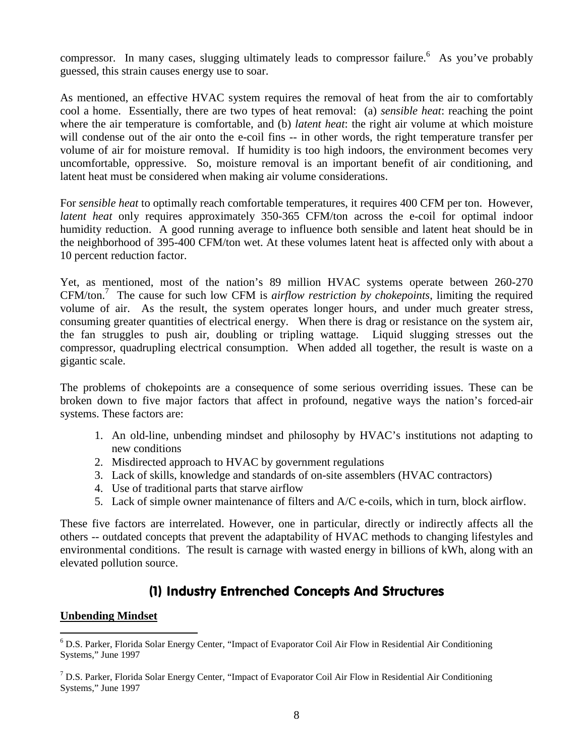compressor. In many cases, slugging ultimately leads to compressor failure.[6] As you've probably guessed, this strain causes energy use to soar.

As mentioned, an effective HVAC system requires the removal of heat from the air to comfortably cool a home. Essentially, there are two types of heat removal: (a) *sensible heat*: reaching the point where the air temperature is comfortable, and (b) *latent heat*: the right air volume at which moisture will condense out of the air onto the e-coil fins -- in other words, the right temperature transfer per volume of air for moisture removal. If humidity is too high indoors, the environment becomes very uncomfortable, oppressive. So, moisture removal is an important benefit of air conditioning, and latent heat must be considered when making air volume considerations.

For *sensible heat* to optimally reach comfortable temperatures, it requires 400 CFM per ton. However, *latent heat* only requires approximately 350-365 CFM/ton across the e-coil for optimal indoor humidity reduction. A good running average to influence both sensible and latent heat should be in the neighborhood of 395-400 CFM/ton wet. At these volumes latent heat is affected only with about a 10 percent reduction factor.

Yet, as mentioned, most of the nation's 89 million HVAC systems operate between 260-270 CFM/ton.[7] The cause for such low CFM is *airflow restriction by chokepoints*, limiting the required volume of air. As the result, the system operates longer hours, and under much greater stress, consuming greater quantities of electrical energy. When there is drag or resistance on the system air, the fan struggles to push air, doubling or tripling wattage. Liquid slugging stresses out the compressor, quadrupling electrical consumption. When added all together, the result is waste on a gigantic scale.

The problems of chokepoints are a consequence of some serious overriding issues. These can be broken down to five major factors that affect in profound, negative ways the nation's forced-air systems. These factors are:

1. An old-line, unbending mindset and philosophy by HVAC's institutions not adapting to new conditions
2. Misdirected approach to HVAC by government regulations
3. Lack of skills, knowledge and standards of on-site assemblers (HVAC contractors)
4. Use of traditional parts that starve airflow
5. Lack of simple owner maintenance of filters and A/C e-coils, which in turn, block airflow.

These five factors are interrelated. However, one in particular, directly or indirectly affects all the others -- outdated concepts that prevent the adaptability of HVAC methods to changing lifestyles and environmental conditions. The result is carnage with wasted energy in billions of kWh, along with an elevated pollution source.

## (1) Industry Entrenched Concepts And Structures

**Unbending Mindset**

---

[6] D.S. Parker, Florida Solar Energy Center, "Impact of Evaporator Coil Air Flow in Residential Air Conditioning Systems," June 1997

[7] D.S. Parker, Florida Solar Energy Center, "Impact of Evaporator Coil Air Flow in Residential Air Conditioning Systems," June 1997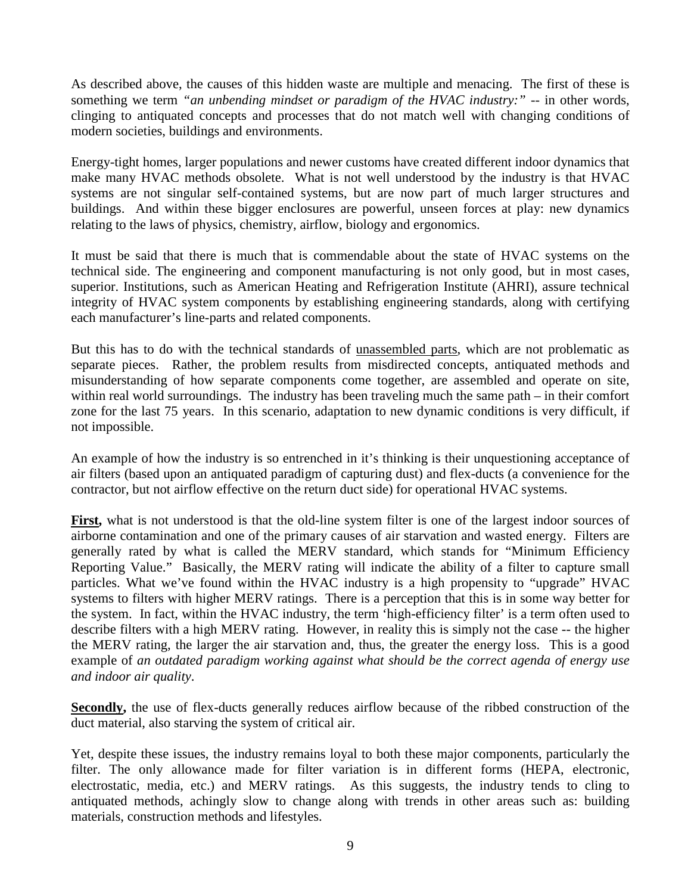As described above, the causes of this hidden waste are multiple and menacing. The first of these is something we term *"an unbending mindset or paradigm of the HVAC industry:"* -- in other words, clinging to antiquated concepts and processes that do not match well with changing conditions of modern societies, buildings and environments.

Energy-tight homes, larger populations and newer customs have created different indoor dynamics that make many HVAC methods obsolete. What is not well understood by the industry is that HVAC systems are not singular self-contained systems, but are now part of much larger structures and buildings. And within these bigger enclosures are powerful, unseen forces at play: new dynamics relating to the laws of physics, chemistry, airflow, biology and ergonomics.

It must be said that there is much that is commendable about the state of HVAC systems on the technical side. The engineering and component manufacturing is not only good, but in most cases, superior. Institutions, such as American Heating and Refrigeration Institute (AHRI), assure technical integrity of HVAC system components by establishing engineering standards, along with certifying each manufacturer's line-parts and related components.

But this has to do with the technical standards of <u>unassembled parts</u>, which are not problematic as separate pieces. Rather, the problem results from misdirected concepts, antiquated methods and misunderstanding of how separate components come together, are assembled and operate on site, within real world surroundings. The industry has been traveling much the same path – in their comfort zone for the last 75 years. In this scenario, adaptation to new dynamic conditions is very difficult, if not impossible.

An example of how the industry is so entrenched in it's thinking is their unquestioning acceptance of air filters (based upon an antiquated paradigm of capturing dust) and flex-ducts (a convenience for the contractor, but not airflow effective on the return duct side) for operational HVAC systems.

**<u>First</u>,** what is not understood is that the old-line system filter is one of the largest indoor sources of airborne contamination and one of the primary causes of air starvation and wasted energy. Filters are generally rated by what is called the MERV standard, which stands for "Minimum Efficiency Reporting Value." Basically, the MERV rating will indicate the ability of a filter to capture small particles. What we've found within the HVAC industry is a high propensity to "upgrade" HVAC systems to filters with higher MERV ratings. There is a perception that this is in some way better for the system. In fact, within the HVAC industry, the term 'high-efficiency filter' is a term often used to describe filters with a high MERV rating. However, in reality this is simply not the case -- the higher the MERV rating, the larger the air starvation and, thus, the greater the energy loss. This is a good example of *an outdated paradigm working against what should be the correct agenda of energy use and indoor air quality*.

**<u>Secondly</u>,** the use of flex-ducts generally reduces airflow because of the ribbed construction of the duct material, also starving the system of critical air.

Yet, despite these issues, the industry remains loyal to both these major components, particularly the filter. The only allowance made for filter variation is in different forms (HEPA, electronic, electrostatic, media, etc.) and MERV ratings. As this suggests, the industry tends to cling to antiquated methods, achingly slow to change along with trends in other areas such as: building materials, construction methods and lifestyles.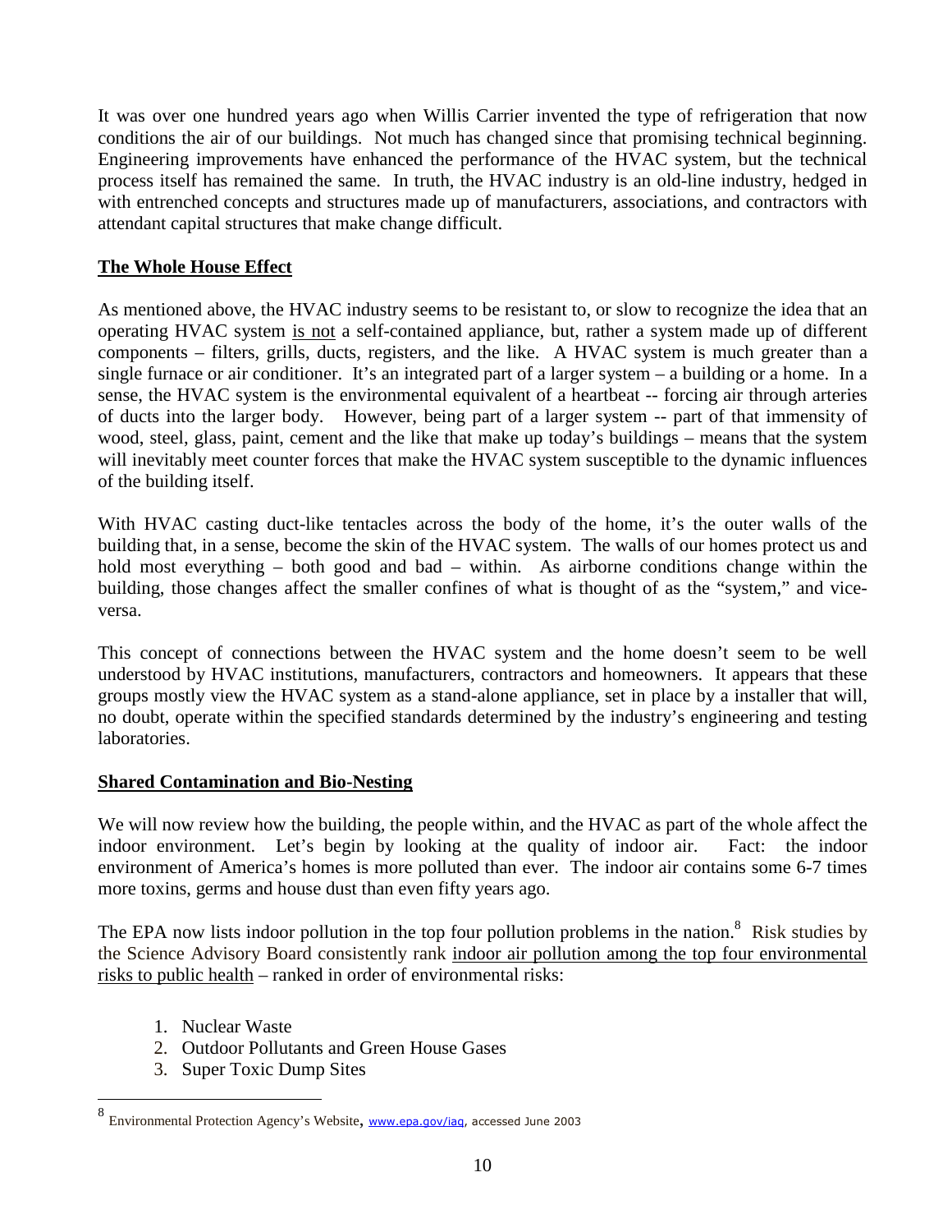It was over one hundred years ago when Willis Carrier invented the type of refrigeration that now conditions the air of our buildings. Not much has changed since that promising technical beginning. Engineering improvements have enhanced the performance of the HVAC system, but the technical process itself has remained the same. In truth, the HVAC industry is an old-line industry, hedged in with entrenched concepts and structures made up of manufacturers, associations, and contractors with attendant capital structures that make change difficult.

## The Whole House Effect

As mentioned above, the HVAC industry seems to be resistant to, or slow to recognize the idea that an operating HVAC system is not a self-contained appliance, but, rather a system made up of different components – filters, grills, ducts, registers, and the like. A HVAC system is much greater than a single furnace or air conditioner. It's an integrated part of a larger system – a building or a home. In a sense, the HVAC system is the environmental equivalent of a heartbeat -- forcing air through arteries of ducts into the larger body. However, being part of a larger system -- part of that immensity of wood, steel, glass, paint, cement and the like that make up today's buildings – means that the system will inevitably meet counter forces that make the HVAC system susceptible to the dynamic influences of the building itself.

With HVAC casting duct-like tentacles across the body of the home, it's the outer walls of the building that, in a sense, become the skin of the HVAC system. The walls of our homes protect us and hold most everything – both good and bad – within. As airborne conditions change within the building, those changes affect the smaller confines of what is thought of as the "system," and vice-versa.

This concept of connections between the HVAC system and the home doesn't seem to be well understood by HVAC institutions, manufacturers, contractors and homeowners. It appears that these groups mostly view the HVAC system as a stand-alone appliance, set in place by a installer that will, no doubt, operate within the specified standards determined by the industry's engineering and testing laboratories.

## Shared Contamination and Bio-Nesting

We will now review how the building, the people within, and the HVAC as part of the whole affect the indoor environment. Let's begin by looking at the quality of indoor air. Fact: the indoor environment of America's homes is more polluted than ever. The indoor air contains some 6-7 times more toxins, germs and house dust than even fifty years ago.

The EPA now lists indoor pollution in the top four pollution problems in the nation.[8] Risk studies by the Science Advisory Board consistently rank indoor air pollution among the top four environmental risks to public health – ranked in order of environmental risks:

1. Nuclear Waste
2. Outdoor Pollutants and Green House Gases
3. Super Toxic Dump Sites

[8] Environmental Protection Agency's Website, www.epa.gov/iaq, accessed June 2003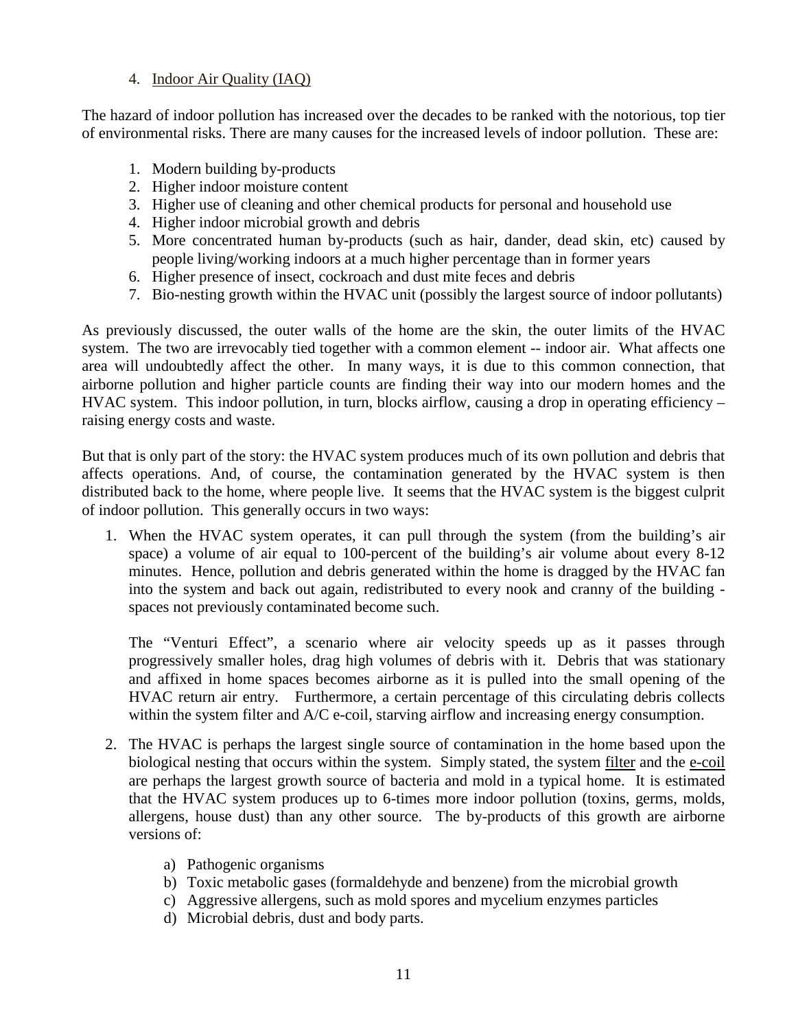4. <u>Indoor Air Quality (IAQ)</u>

The hazard of indoor pollution has increased over the decades to be ranked with the notorious, top tier of environmental risks. There are many causes for the increased levels of indoor pollution. These are:

1. Modern building by-products
2. Higher indoor moisture content
3. Higher use of cleaning and other chemical products for personal and household use
4. Higher indoor microbial growth and debris
5. More concentrated human by-products (such as hair, dander, dead skin, etc) caused by people living/working indoors at a much higher percentage than in former years
6. Higher presence of insect, cockroach and dust mite feces and debris
7. Bio-nesting growth within the HVAC unit (possibly the largest source of indoor pollutants)

As previously discussed, the outer walls of the home are the skin, the outer limits of the HVAC system. The two are irrevocably tied together with a common element -- indoor air. What affects one area will undoubtedly affect the other. In many ways, it is due to this common connection, that airborne pollution and higher particle counts are finding their way into our modern homes and the HVAC system. This indoor pollution, in turn, blocks airflow, causing a drop in operating efficiency – raising energy costs and waste.

But that is only part of the story: the HVAC system produces much of its own pollution and debris that affects operations. And, of course, the contamination generated by the HVAC system is then distributed back to the home, where people live. It seems that the HVAC system is the biggest culprit of indoor pollution. This generally occurs in two ways:

1. When the HVAC system operates, it can pull through the system (from the building's air space) a volume of air equal to 100-percent of the building's air volume about every 8-12 minutes. Hence, pollution and debris generated within the home is dragged by the HVAC fan into the system and back out again, redistributed to every nook and cranny of the building - spaces not previously contaminated become such.

   The "Venturi Effect", a scenario where air velocity speeds up as it passes through progressively smaller holes, drag high volumes of debris with it. Debris that was stationary and affixed in home spaces becomes airborne as it is pulled into the small opening of the HVAC return air entry. Furthermore, a certain percentage of this circulating debris collects within the system filter and A/C e-coil, starving airflow and increasing energy consumption.

2. The HVAC is perhaps the largest single source of contamination in the home based upon the biological nesting that occurs within the system. Simply stated, the system <u>filter</u> and the <u>e-coil</u> are perhaps the largest growth source of bacteria and mold in a typical home. It is estimated that the HVAC system produces up to 6-times more indoor pollution (toxins, germs, molds, allergens, house dust) than any other source. The by-products of this growth are airborne versions of:

   a) Pathogenic organisms
   b) Toxic metabolic gases (formaldehyde and benzene) from the microbial growth
   c) Aggressive allergens, such as mold spores and mycelium enzymes particles
   d) Microbial debris, dust and body parts.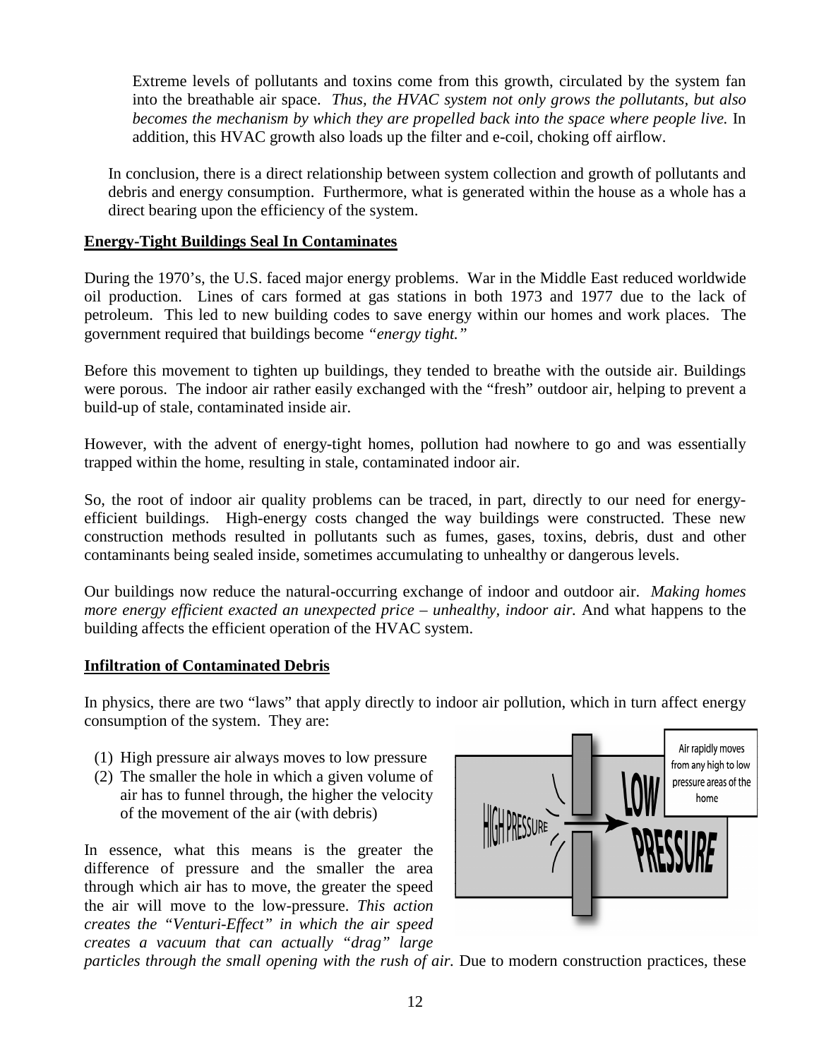Extreme levels of pollutants and toxins come from this growth, circulated by the system fan into the breathable air space. *Thus, the HVAC system not only grows the pollutants, but also becomes the mechanism by which they are propelled back into the space where people live.* In addition, this HVAC growth also loads up the filter and e-coil, choking off airflow.

In conclusion, there is a direct relationship between system collection and growth of pollutants and debris and energy consumption. Furthermore, what is generated within the house as a whole has a direct bearing upon the efficiency of the system.

**Energy-Tight Buildings Seal In Contaminates**

During the 1970's, the U.S. faced major energy problems. War in the Middle East reduced worldwide oil production. Lines of cars formed at gas stations in both 1973 and 1977 due to the lack of petroleum. This led to new building codes to save energy within our homes and work places. The government required that buildings become *"energy tight."*

Before this movement to tighten up buildings, they tended to breathe with the outside air. Buildings were porous. The indoor air rather easily exchanged with the "fresh" outdoor air, helping to prevent a build-up of stale, contaminated inside air.

However, with the advent of energy-tight homes, pollution had nowhere to go and was essentially trapped within the home, resulting in stale, contaminated indoor air.

So, the root of indoor air quality problems can be traced, in part, directly to our need for energy-efficient buildings. High-energy costs changed the way buildings were constructed. These new construction methods resulted in pollutants such as fumes, gases, toxins, debris, dust and other contaminants being sealed inside, sometimes accumulating to unhealthy or dangerous levels.

Our buildings now reduce the natural-occurring exchange of indoor and outdoor air. *Making homes more energy efficient exacted an unexpected price – unhealthy, indoor air.* And what happens to the building affects the efficient operation of the HVAC system.

**Infiltration of Contaminated Debris**

In physics, there are two "laws" that apply directly to indoor air pollution, which in turn affect energy consumption of the system. They are:

1. High pressure air always moves to low pressure
2. The smaller the hole in which a given volume of air has to funnel through, the higher the velocity of the movement of the air (with debris)

HIGH PRESSURE → LOW PRESSURE

Air rapidly moves from any high to low pressure areas of the home

In essence, what this means is the greater the difference of pressure and the smaller the area through which air has to move, the greater the speed the air will move to the low-pressure. *This action creates the "Venturi-Effect" in which the air speed creates a vacuum that can actually "drag" large particles through the small opening with the rush of air.* Due to modern construction practices, these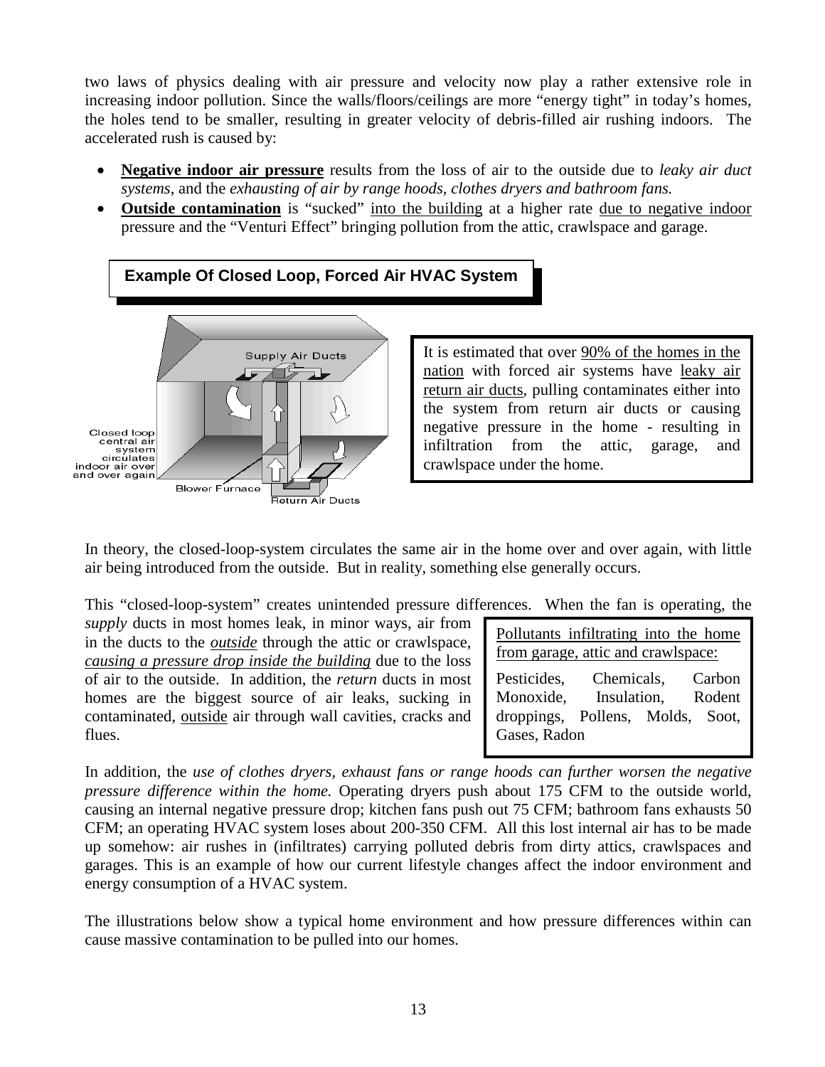two laws of physics dealing with air pressure and velocity now play a rather extensive role in increasing indoor pollution. Since the walls/floors/ceilings are more "energy tight" in today's homes, the holes tend to be smaller, resulting in greater velocity of debris-filled air rushing indoors. The accelerated rush is caused by:

- **Negative indoor air pressure** results from the loss of air to the outside due to *leaky air duct systems*, and the *exhausting of air by range hoods, clothes dryers and bathroom fans.*
- **Outside contamination** is "sucked" into the building at a higher rate due to negative indoor pressure and the "Venturi Effect" bringing pollution from the attic, crawlspace and garage.

**Example Of Closed Loop, Forced Air HVAC System**

Supply Air Ducts

Closed loop central air system circulates indoor air over and over again

Blower Furnace

Return Air Ducts

It is estimated that over 90% of the homes in the nation with forced air systems have leaky air return air ducts, pulling contaminates either into the system from return air ducts or causing negative pressure in the home - resulting in infiltration from the attic, garage, and crawlspace under the home.

In theory, the closed-loop-system circulates the same air in the home over and over again, with little air being introduced from the outside. But in reality, something else generally occurs.

This "closed-loop-system" creates unintended pressure differences. When the fan is operating, the *supply* ducts in most homes leak, in minor ways, air from in the ducts to the ***outside*** through the attic or crawlspace, *causing a pressure drop inside the building* due to the loss of air to the outside. In addition, the *return* ducts in most homes are the biggest source of air leaks, sucking in contaminated, outside air through wall cavities, cracks and flues.

Pollutants infiltrating into the home from garage, attic and crawlspace:

Pesticides, Chemicals, Carbon Monoxide, Insulation, Rodent droppings, Pollens, Molds, Soot, Gases, Radon

In addition, the *use of clothes dryers, exhaust fans or range hoods can further worsen the negative pressure difference within the home.* Operating dryers push about 175 CFM to the outside world, causing an internal negative pressure drop; kitchen fans push out 75 CFM; bathroom fans exhausts 50 CFM; an operating HVAC system loses about 200-350 CFM. All this lost internal air has to be made up somehow: air rushes in (infiltrates) carrying polluted debris from dirty attics, crawlspaces and garages. This is an example of how our current lifestyle changes affect the indoor environment and energy consumption of a HVAC system.

The illustrations below show a typical home environment and how pressure differences within can cause massive contamination to be pulled into our homes.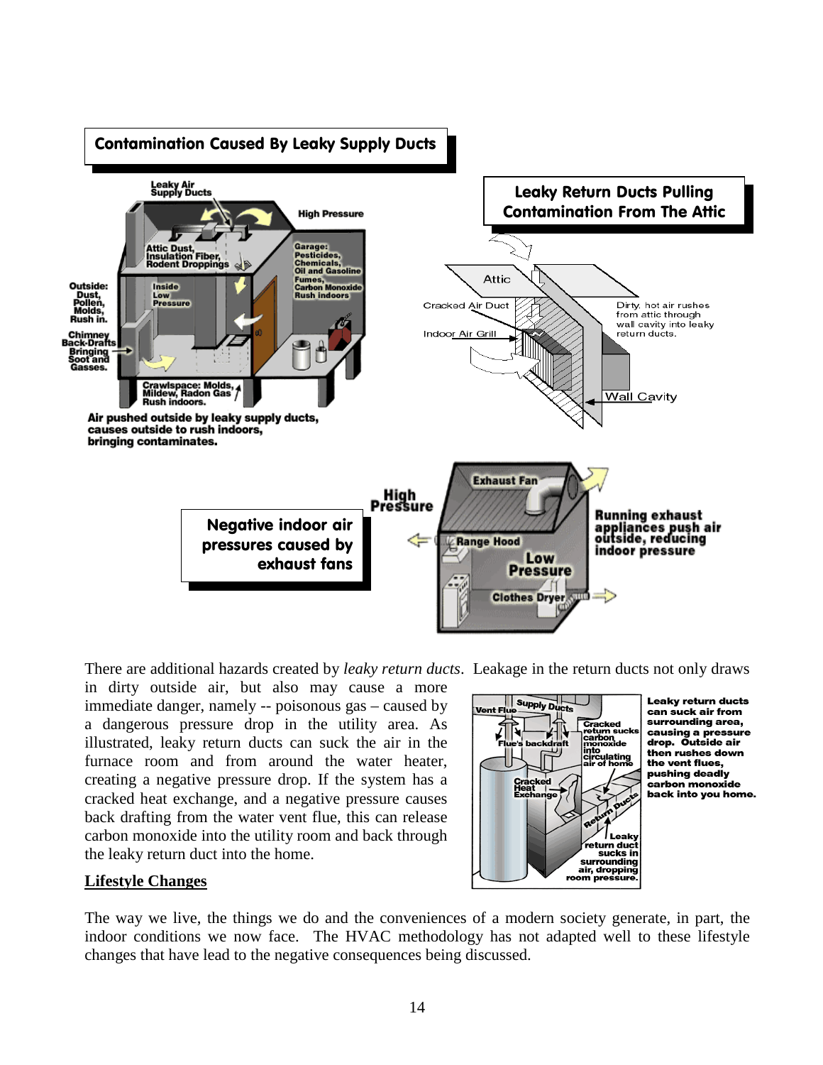**Contamination Caused By Leaky Supply Ducts**

Leaky Air Supply Ducts

High Pressure

Attic Dust, Insulation Fiber, Rodent Droppings

Garage: Pesticides, Chemicals, Oil and Gasoline Fumes, Carbon Monoxide Rush indoors

Outside: Dust, Pollen, Molds, Rush in.

Inside Low Pressure

Chimney Back-Drafts Bringing Soot and Gasses.

Crawlspace: Molds, Mildew, Radon Gas Rush indoors.

**Air pushed outside by leaky supply ducts, causes outside to rush indoors, bringing contaminates.**

**Leaky Return Ducts Pulling Contamination From The Attic**

Attic

Cracked Air Duct

Indoor Air Grill

Dirty, hot air rushes from attic through wall cavity into leaky return ducts.

Wall Cavity

**Negative indoor air pressures caused by exhaust fans**

High Pressure

Exhaust Fan

Range Hood

Low Pressure

Clothes Dryer

**Running exhaust appliances push air outside, reducing indoor pressure**

There are additional hazards created by *leaky return ducts*. Leakage in the return ducts not only draws in dirty outside air, but also may cause a more immediate danger, namely -- poisonous gas – caused by a dangerous pressure drop in the utility area. As illustrated, leaky return ducts can suck the air in the furnace room and from around the water heater, creating a negative pressure drop. If the system has a cracked heat exchange, and a negative pressure causes back drafting from the water vent flue, this can release carbon monoxide into the utility room and back through the leaky return duct into the home.

Vent Flue

Supply Ducts

Flue's backdraft

Cracked return sucks carbon monoxide into circulating air of home

Cracked Heat Exchange

Return Ducts

Leaky return duct sucks in surrounding air, dropping room pressure.

**Leaky return ducts can suck air from surrounding area, causing a pressure drop. Outside air then rushes down the vent flues, pushing deadly carbon monoxide back into you home.**

## Lifestyle Changes

The way we live, the things we do and the conveniences of a modern society generate, in part, the indoor conditions we now face. The HVAC methodology has not adapted well to these lifestyle changes that have lead to the negative consequences being discussed.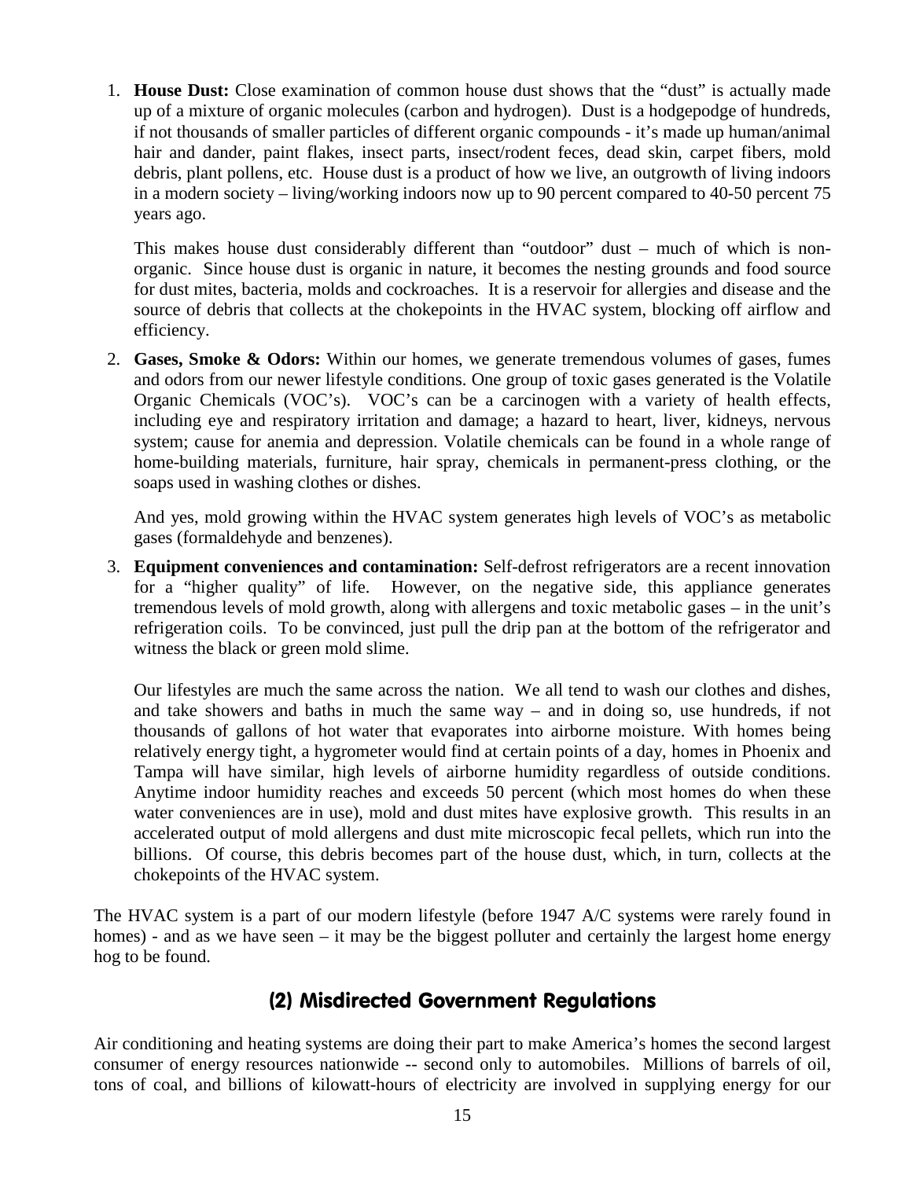1. **House Dust:** Close examination of common house dust shows that the "dust" is actually made up of a mixture of organic molecules (carbon and hydrogen). Dust is a hodgepodge of hundreds, if not thousands of smaller particles of different organic compounds - it's made up human/animal hair and dander, paint flakes, insect parts, insect/rodent feces, dead skin, carpet fibers, mold debris, plant pollens, etc. House dust is a product of how we live, an outgrowth of living indoors in a modern society – living/working indoors now up to 90 percent compared to 40-50 percent 75 years ago.

   This makes house dust considerably different than "outdoor" dust – much of which is non-organic. Since house dust is organic in nature, it becomes the nesting grounds and food source for dust mites, bacteria, molds and cockroaches. It is a reservoir for allergies and disease and the source of debris that collects at the chokepoints in the HVAC system, blocking off airflow and efficiency.

2. **Gases, Smoke & Odors:** Within our homes, we generate tremendous volumes of gases, fumes and odors from our newer lifestyle conditions. One group of toxic gases generated is the Volatile Organic Chemicals (VOC's). VOC's can be a carcinogen with a variety of health effects, including eye and respiratory irritation and damage; a hazard to heart, liver, kidneys, nervous system; cause for anemia and depression. Volatile chemicals can be found in a whole range of home-building materials, furniture, hair spray, chemicals in permanent-press clothing, or the soaps used in washing clothes or dishes.

   And yes, mold growing within the HVAC system generates high levels of VOC's as metabolic gases (formaldehyde and benzenes).

3. **Equipment conveniences and contamination:** Self-defrost refrigerators are a recent innovation for a "higher quality" of life. However, on the negative side, this appliance generates tremendous levels of mold growth, along with allergens and toxic metabolic gases – in the unit's refrigeration coils. To be convinced, just pull the drip pan at the bottom of the refrigerator and witness the black or green mold slime.

   Our lifestyles are much the same across the nation. We all tend to wash our clothes and dishes, and take showers and baths in much the same way – and in doing so, use hundreds, if not thousands of gallons of hot water that evaporates into airborne moisture. With homes being relatively energy tight, a hygrometer would find at certain points of a day, homes in Phoenix and Tampa will have similar, high levels of airborne humidity regardless of outside conditions. Anytime indoor humidity reaches and exceeds 50 percent (which most homes do when these water conveniences are in use), mold and dust mites have explosive growth. This results in an accelerated output of mold allergens and dust mite microscopic fecal pellets, which run into the billions. Of course, this debris becomes part of the house dust, which, in turn, collects at the chokepoints of the HVAC system.

The HVAC system is a part of our modern lifestyle (before 1947 A/C systems were rarely found in homes) - and as we have seen – it may be the biggest polluter and certainly the largest home energy hog to be found.

## (2) Misdirected Government Regulations

Air conditioning and heating systems are doing their part to make America's homes the second largest consumer of energy resources nationwide -- second only to automobiles. Millions of barrels of oil, tons of coal, and billions of kilowatt-hours of electricity are involved in supplying energy for our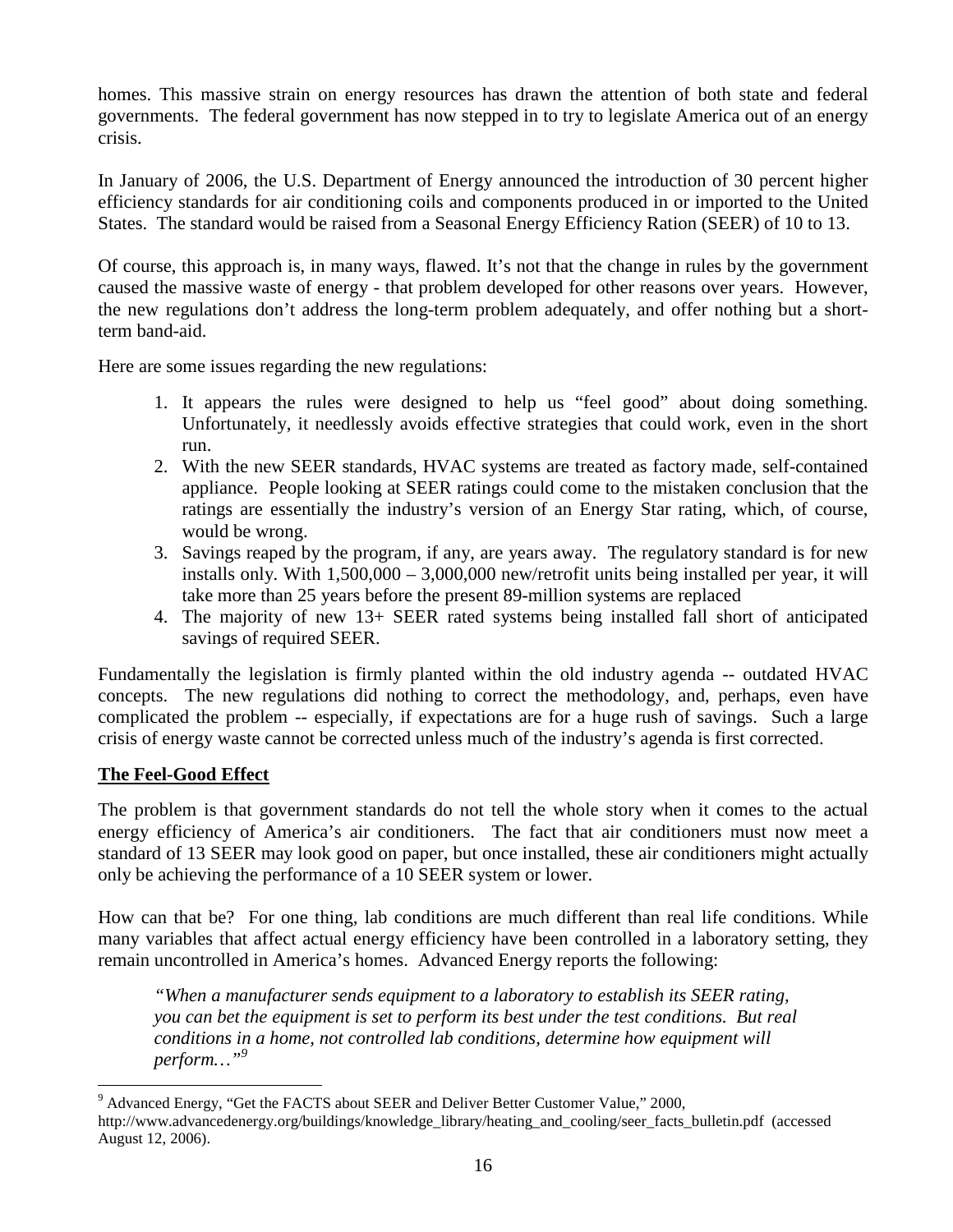homes. This massive strain on energy resources has drawn the attention of both state and federal governments. The federal government has now stepped in to try to legislate America out of an energy crisis.

In January of 2006, the U.S. Department of Energy announced the introduction of 30 percent higher efficiency standards for air conditioning coils and components produced in or imported to the United States. The standard would be raised from a Seasonal Energy Efficiency Ration (SEER) of 10 to 13.

Of course, this approach is, in many ways, flawed. It's not that the change in rules by the government caused the massive waste of energy - that problem developed for other reasons over years. However, the new regulations don't address the long-term problem adequately, and offer nothing but a short-term band-aid.

Here are some issues regarding the new regulations:

1. It appears the rules were designed to help us "feel good" about doing something. Unfortunately, it needlessly avoids effective strategies that could work, even in the short run.
2. With the new SEER standards, HVAC systems are treated as factory made, self-contained appliance. People looking at SEER ratings could come to the mistaken conclusion that the ratings are essentially the industry's version of an Energy Star rating, which, of course, would be wrong.
3. Savings reaped by the program, if any, are years away. The regulatory standard is for new installs only. With 1,500,000 – 3,000,000 new/retrofit units being installed per year, it will take more than 25 years before the present 89-million systems are replaced
4. The majority of new 13+ SEER rated systems being installed fall short of anticipated savings of required SEER.

Fundamentally the legislation is firmly planted within the old industry agenda -- outdated HVAC concepts. The new regulations did nothing to correct the methodology, and, perhaps, even have complicated the problem -- especially, if expectations are for a huge rush of savings. Such a large crisis of energy waste cannot be corrected unless much of the industry's agenda is first corrected.

**The Feel-Good Effect**

The problem is that government standards do not tell the whole story when it comes to the actual energy efficiency of America's air conditioners. The fact that air conditioners must now meet a standard of 13 SEER may look good on paper, but once installed, these air conditioners might actually only be achieving the performance of a 10 SEER system or lower.

How can that be? For one thing, lab conditions are much different than real life conditions. While many variables that affect actual energy efficiency have been controlled in a laboratory setting, they remain uncontrolled in America's homes. Advanced Energy reports the following:

> *"When a manufacturer sends equipment to a laboratory to establish its SEER rating, you can bet the equipment is set to perform its best under the test conditions. But real conditions in a home, not controlled lab conditions, determine how equipment will perform…"*[9]

[9] Advanced Energy, "Get the FACTS about SEER and Deliver Better Customer Value," 2000, http://www.advancedenergy.org/buildings/knowledge_library/heating_and_cooling/seer_facts_bulletin.pdf (accessed August 12, 2006).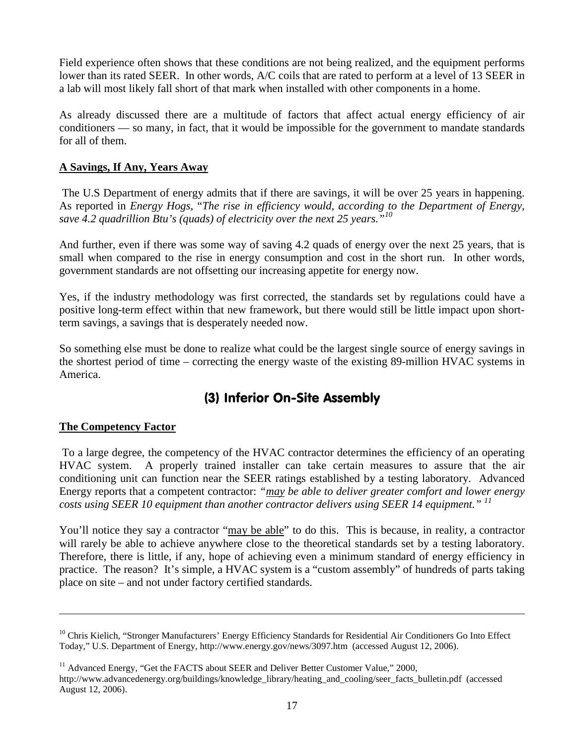Field experience often shows that these conditions are not being realized, and the equipment performs lower than its rated SEER. In other words, A/C coils that are rated to perform at a level of 13 SEER in a lab will most likely fall short of that mark when installed with other components in a home.

As already discussed there are a multitude of factors that affect actual energy efficiency of air conditioners — so many, in fact, that it would be impossible for the government to mandate standards for all of them.

**A Savings, If Any, Years Away**

The U.S Department of energy admits that if there are savings, it will be over 25 years in happening. As reported in *Energy Hogs*, "*The rise in efficiency would, according to the Department of Energy, save 4.2 quadrillion Btu's (quads) of electricity over the next 25 years.*"[10]

And further, even if there was some way of saving 4.2 quads of energy over the next 25 years, that is small when compared to the rise in energy consumption and cost in the short run. In other words, government standards are not offsetting our increasing appetite for energy now.

Yes, if the industry methodology was first corrected, the standards set by regulations could have a positive long-term effect within that new framework, but there would still be little impact upon short-term savings, a savings that is desperately needed now.

So something else must be done to realize what could be the largest single source of energy savings in the shortest period of time – correcting the energy waste of the existing 89-million HVAC systems in America.

## (3) Inferior On-Site Assembly

**The Competency Factor**

To a large degree, the competency of the HVAC contractor determines the efficiency of an operating HVAC system. A properly trained installer can take certain measures to assure that the air conditioning unit can function near the SEER ratings established by a testing laboratory. Advanced Energy reports that a competent contractor: *"may be able to deliver greater comfort and lower energy costs using SEER 10 equipment than another contractor delivers using SEER 14 equipment."* [11]

You'll notice they say a contractor "may be able" to do this. This is because, in reality, a contractor will rarely be able to achieve anywhere close to the theoretical standards set by a testing laboratory. Therefore, there is little, if any, hope of achieving even a minimum standard of energy efficiency in practice. The reason? It's simple, a HVAC system is a "custom assembly" of hundreds of parts taking place on site – and not under factory certified standards.

---

[10] Chris Kielich, "Stronger Manufacturers' Energy Efficiency Standards for Residential Air Conditioners Go Into Effect Today," U.S. Department of Energy, http://www.energy.gov/news/3097.htm (accessed August 12, 2006).

[11] Advanced Energy, "Get the FACTS about SEER and Deliver Better Customer Value," 2000, http://www.advancedenergy.org/buildings/knowledge_library/heating_and_cooling/seer_facts_bulletin.pdf (accessed August 12, 2006).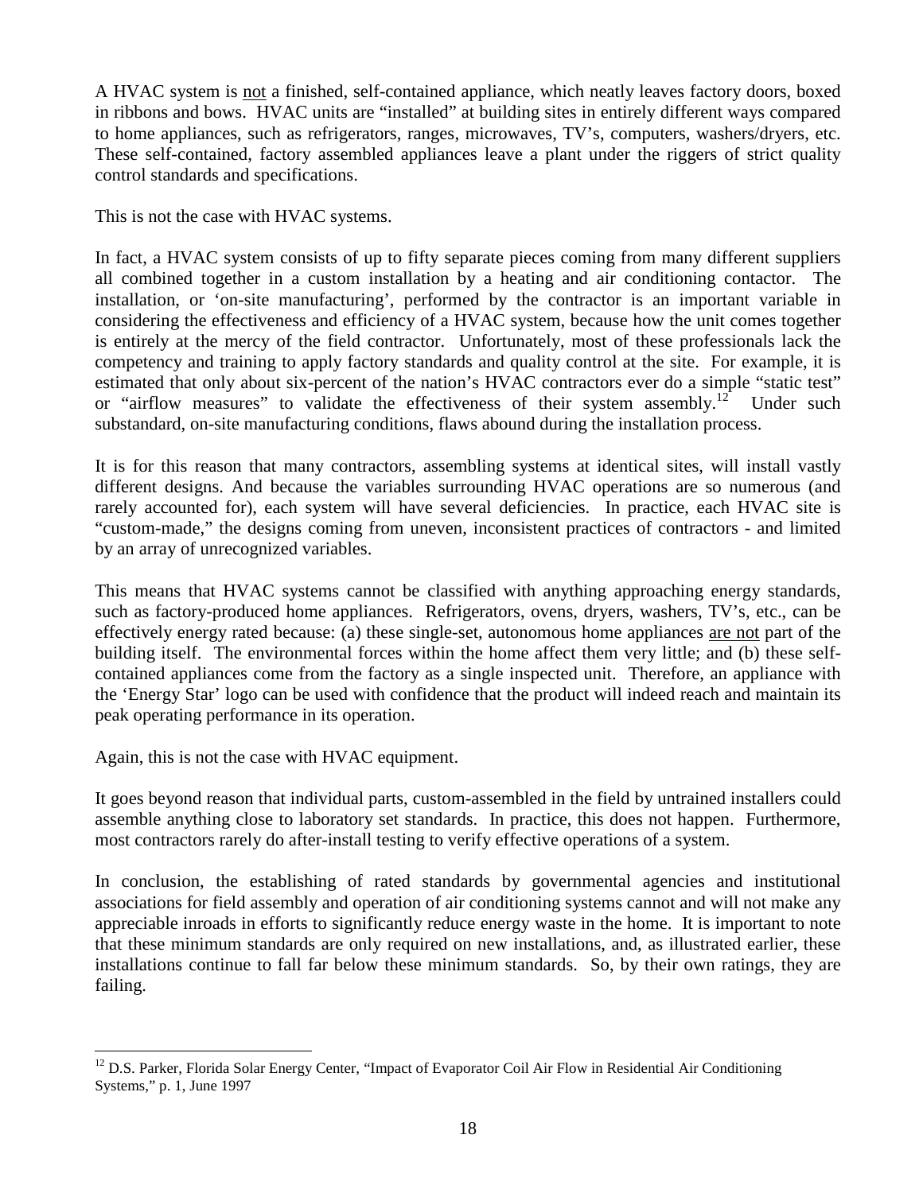A HVAC system is <u>not</u> a finished, self-contained appliance, which neatly leaves factory doors, boxed in ribbons and bows. HVAC units are "installed" at building sites in entirely different ways compared to home appliances, such as refrigerators, ranges, microwaves, TV's, computers, washers/dryers, etc. These self-contained, factory assembled appliances leave a plant under the riggers of strict quality control standards and specifications.

This is not the case with HVAC systems.

In fact, a HVAC system consists of up to fifty separate pieces coming from many different suppliers all combined together in a custom installation by a heating and air conditioning contactor. The installation, or 'on-site manufacturing', performed by the contractor is an important variable in considering the effectiveness and efficiency of a HVAC system, because how the unit comes together is entirely at the mercy of the field contractor. Unfortunately, most of these professionals lack the competency and training to apply factory standards and quality control at the site. For example, it is estimated that only about six-percent of the nation's HVAC contractors ever do a simple "static test" or "airflow measures" to validate the effectiveness of their system assembly.[12] Under such substandard, on-site manufacturing conditions, flaws abound during the installation process.

It is for this reason that many contractors, assembling systems at identical sites, will install vastly different designs. And because the variables surrounding HVAC operations are so numerous (and rarely accounted for), each system will have several deficiencies. In practice, each HVAC site is "custom-made," the designs coming from uneven, inconsistent practices of contractors - and limited by an array of unrecognized variables.

This means that HVAC systems cannot be classified with anything approaching energy standards, such as factory-produced home appliances. Refrigerators, ovens, dryers, washers, TV's, etc., can be effectively energy rated because: (a) these single-set, autonomous home appliances <u>are not</u> part of the building itself. The environmental forces within the home affect them very little; and (b) these self-contained appliances come from the factory as a single inspected unit. Therefore, an appliance with the 'Energy Star' logo can be used with confidence that the product will indeed reach and maintain its peak operating performance in its operation.

Again, this is not the case with HVAC equipment.

It goes beyond reason that individual parts, custom-assembled in the field by untrained installers could assemble anything close to laboratory set standards. In practice, this does not happen. Furthermore, most contractors rarely do after-install testing to verify effective operations of a system.

In conclusion, the establishing of rated standards by governmental agencies and institutional associations for field assembly and operation of air conditioning systems cannot and will not make any appreciable inroads in efforts to significantly reduce energy waste in the home. It is important to note that these minimum standards are only required on new installations, and, as illustrated earlier, these installations continue to fall far below these minimum standards. So, by their own ratings, they are failing.

---

[12] D.S. Parker, Florida Solar Energy Center, "Impact of Evaporator Coil Air Flow in Residential Air Conditioning Systems," p. 1, June 1997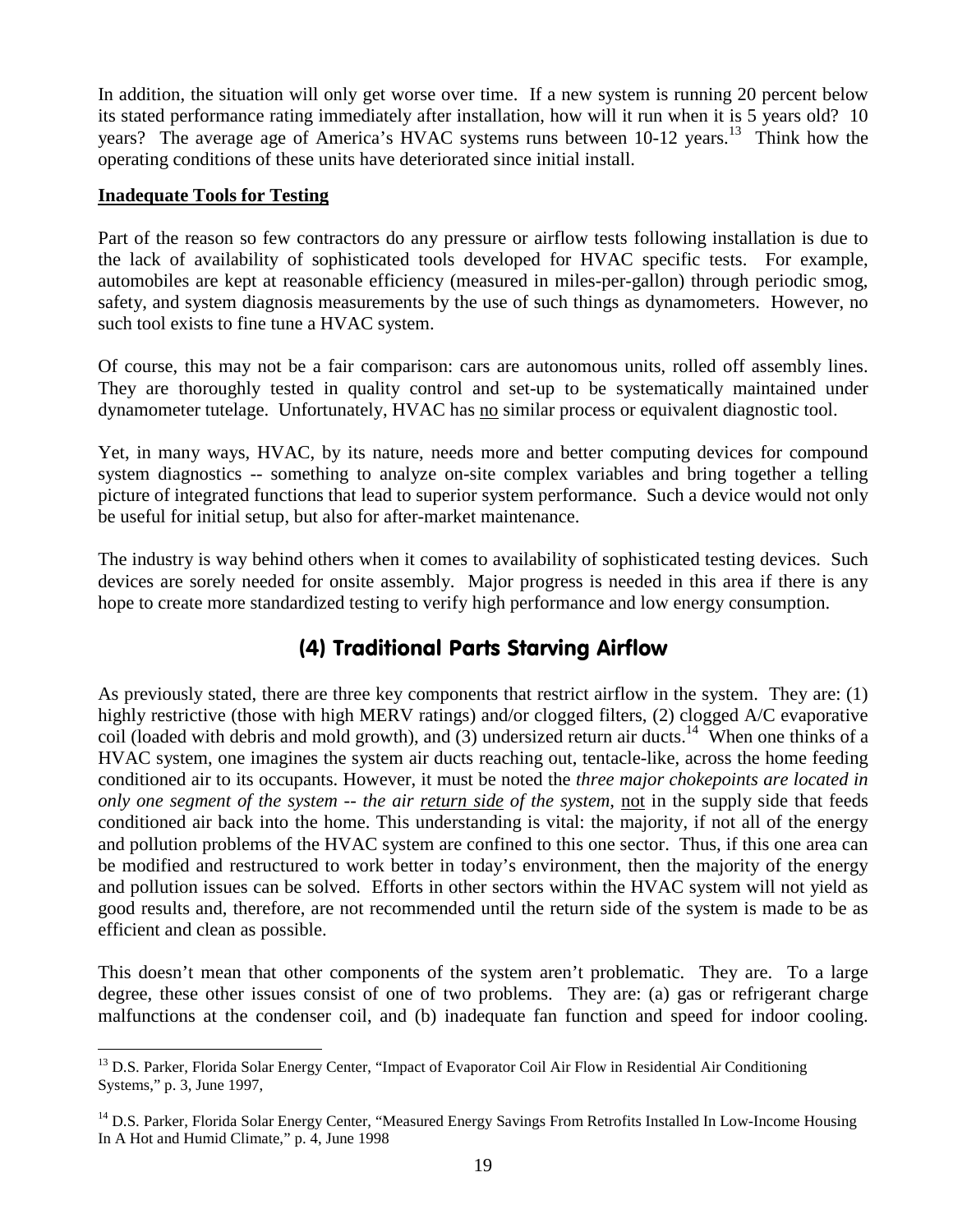In addition, the situation will only get worse over time. If a new system is running 20 percent below its stated performance rating immediately after installation, how will it run when it is 5 years old? 10 years? The average age of America's HVAC systems runs between 10-12 years.[13] Think how the operating conditions of these units have deteriorated since initial install.

**Inadequate Tools for Testing**

Part of the reason so few contractors do any pressure or airflow tests following installation is due to the lack of availability of sophisticated tools developed for HVAC specific tests. For example, automobiles are kept at reasonable efficiency (measured in miles-per-gallon) through periodic smog, safety, and system diagnosis measurements by the use of such things as dynamometers. However, no such tool exists to fine tune a HVAC system.

Of course, this may not be a fair comparison: cars are autonomous units, rolled off assembly lines. They are thoroughly tested in quality control and set-up to be systematically maintained under dynamometer tutelage. Unfortunately, HVAC has no similar process or equivalent diagnostic tool.

Yet, in many ways, HVAC, by its nature, needs more and better computing devices for compound system diagnostics -- something to analyze on-site complex variables and bring together a telling picture of integrated functions that lead to superior system performance. Such a device would not only be useful for initial setup, but also for after-market maintenance.

The industry is way behind others when it comes to availability of sophisticated testing devices. Such devices are sorely needed for onsite assembly. Major progress is needed in this area if there is any hope to create more standardized testing to verify high performance and low energy consumption.

## (4) Traditional Parts Starving Airflow

As previously stated, there are three key components that restrict airflow in the system. They are: (1) highly restrictive (those with high MERV ratings) and/or clogged filters, (2) clogged A/C evaporative coil (loaded with debris and mold growth), and (3) undersized return air ducts.[14] When one thinks of a HVAC system, one imagines the system air ducts reaching out, tentacle-like, across the home feeding conditioned air to its occupants. However, it must be noted the *three major chokepoints are located in only one segment of the system -- the air return side of the system*, not in the supply side that feeds conditioned air back into the home. This understanding is vital: the majority, if not all of the energy and pollution problems of the HVAC system are confined to this one sector. Thus, if this one area can be modified and restructured to work better in today's environment, then the majority of the energy and pollution issues can be solved. Efforts in other sectors within the HVAC system will not yield as good results and, therefore, are not recommended until the return side of the system is made to be as efficient and clean as possible.

This doesn't mean that other components of the system aren't problematic. They are. To a large degree, these other issues consist of one of two problems. They are: (a) gas or refrigerant charge malfunctions at the condenser coil, and (b) inadequate fan function and speed for indoor cooling.

---

[13] D.S. Parker, Florida Solar Energy Center, "Impact of Evaporator Coil Air Flow in Residential Air Conditioning Systems," p. 3, June 1997,

[14] D.S. Parker, Florida Solar Energy Center, "Measured Energy Savings From Retrofits Installed In Low-Income Housing In A Hot and Humid Climate," p. 4, June 1998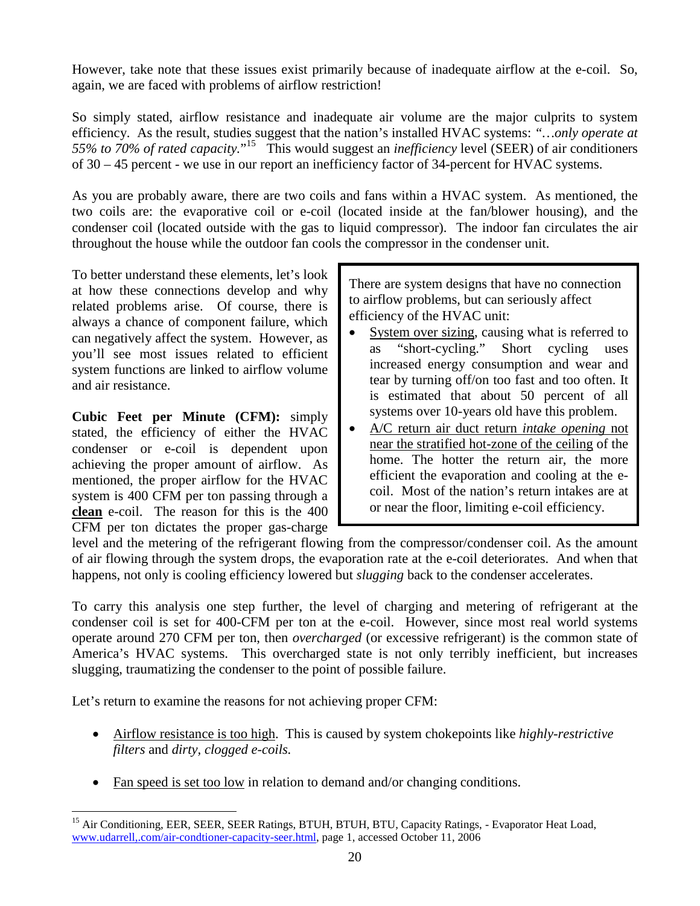However, take note that these issues exist primarily because of inadequate airflow at the e-coil. So, again, we are faced with problems of airflow restriction!

So simply stated, airflow resistance and inadequate air volume are the major culprits to system efficiency. As the result, studies suggest that the nation's installed HVAC systems: *"…only operate at 55% to 70% of rated capacity.*"[15] This would suggest an *inefficiency* level (SEER) of air conditioners of 30 – 45 percent - we use in our report an inefficiency factor of 34-percent for HVAC systems.

As you are probably aware, there are two coils and fans within a HVAC system. As mentioned, the two coils are: the evaporative coil or e-coil (located inside at the fan/blower housing), and the condenser coil (located outside with the gas to liquid compressor). The indoor fan circulates the air throughout the house while the outdoor fan cools the compressor in the condenser unit.

To better understand these elements, let's look at how these connections develop and why related problems arise. Of course, there is always a chance of component failure, which can negatively affect the system. However, as you'll see most issues related to efficient system functions are linked to airflow volume and air resistance.

> There are system designs that have no connection to airflow problems, but can seriously affect efficiency of the HVAC unit:
>
> - System over sizing, causing what is referred to as "short-cycling." Short cycling uses increased energy consumption and wear and tear by turning off/on too fast and too often. It is estimated that about 50 percent of all systems over 10-years old have this problem.
> - A/C return air duct return *intake opening* not near the stratified hot-zone of the ceiling of the home. The hotter the return air, the more efficient the evaporation and cooling at the e-coil. Most of the nation's return intakes are at or near the floor, limiting e-coil efficiency.

**Cubic Feet per Minute (CFM):** simply stated, the efficiency of either the HVAC condenser or e-coil is dependent upon achieving the proper amount of airflow. As mentioned, the proper airflow for the HVAC system is 400 CFM per ton passing through a **clean** e-coil. The reason for this is the 400 CFM per ton dictates the proper gas-charge level and the metering of the refrigerant flowing from the compressor/condenser coil. As the amount of air flowing through the system drops, the evaporation rate at the e-coil deteriorates. And when that happens, not only is cooling efficiency lowered but *slugging* back to the condenser accelerates.

To carry this analysis one step further, the level of charging and metering of refrigerant at the condenser coil is set for 400-CFM per ton at the e-coil. However, since most real world systems operate around 270 CFM per ton, then *overcharged* (or excessive refrigerant) is the common state of America's HVAC systems. This overcharged state is not only terribly inefficient, but increases slugging, traumatizing the condenser to the point of possible failure.

Let's return to examine the reasons for not achieving proper CFM:

- Airflow resistance is too high. This is caused by system chokepoints like *highly-restrictive filters* and *dirty, clogged e-coils.*

- Fan speed is set too low in relation to demand and/or changing conditions.

[15] Air Conditioning, EER, SEER, SEER Ratings, BTUH, BTUH, BTU, Capacity Ratings, - Evaporator Heat Load, www.udarrell,.com/air-condtioner-capacity-seer.html, page 1, accessed October 11, 2006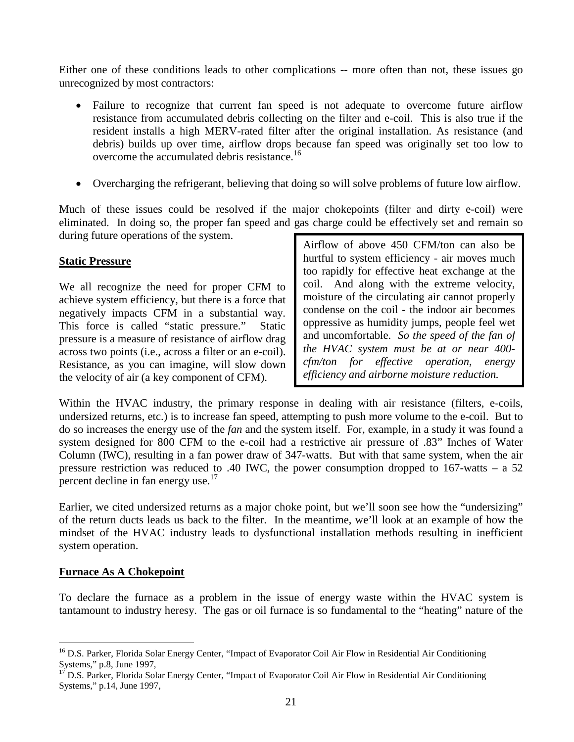Either one of these conditions leads to other complications -- more often than not, these issues go unrecognized by most contractors:

- Failure to recognize that current fan speed is not adequate to overcome future airflow resistance from accumulated debris collecting on the filter and e-coil. This is also true if the resident installs a high MERV-rated filter after the original installation. As resistance (and debris) builds up over time, airflow drops because fan speed was originally set too low to overcome the accumulated debris resistance.[16]

- Overcharging the refrigerant, believing that doing so will solve problems of future low airflow.

Much of these issues could be resolved if the major chokepoints (filter and dirty e-coil) were eliminated. In doing so, the proper fan speed and gas charge could be effectively set and remain so during future operations of the system.

**Static Pressure**

We all recognize the need for proper CFM to achieve system efficiency, but there is a force that negatively impacts CFM in a substantial way. This force is called "static pressure." Static pressure is a measure of resistance of airflow drag across two points (i.e., across a filter or an e-coil). Resistance, as you can imagine, will slow down the velocity of air (a key component of CFM).

> Airflow of above 450 CFM/ton can also be hurtful to system efficiency - air moves much too rapidly for effective heat exchange at the coil. And along with the extreme velocity, moisture of the circulating air cannot properly condense on the coil - the indoor air becomes oppressive as humidity jumps, people feel wet and uncomfortable. *So the speed of the fan of the HVAC system must be at or near 400-cfm/ton for effective operation, energy efficiency and airborne moisture reduction.*

Within the HVAC industry, the primary response in dealing with air resistance (filters, e-coils, undersized returns, etc.) is to increase fan speed, attempting to push more volume to the e-coil. But to do so increases the energy use of the *fan* and the system itself. For, example, in a study it was found a system designed for 800 CFM to the e-coil had a restrictive air pressure of .83" Inches of Water Column (IWC), resulting in a fan power draw of 347-watts. But with that same system, when the air pressure restriction was reduced to .40 IWC, the power consumption dropped to 167-watts – a 52 percent decline in fan energy use.[17]

Earlier, we cited undersized returns as a major choke point, but we'll soon see how the "undersizing" of the return ducts leads us back to the filter. In the meantime, we'll look at an example of how the mindset of the HVAC industry leads to dysfunctional installation methods resulting in inefficient system operation.

**Furnace As A Chokepoint**

To declare the furnace as a problem in the issue of energy waste within the HVAC system is tantamount to industry heresy. The gas or oil furnace is so fundamental to the "heating" nature of the

---

[16] D.S. Parker, Florida Solar Energy Center, "Impact of Evaporator Coil Air Flow in Residential Air Conditioning Systems," p.8, June 1997,

[17] D.S. Parker, Florida Solar Energy Center, "Impact of Evaporator Coil Air Flow in Residential Air Conditioning Systems," p.14, June 1997,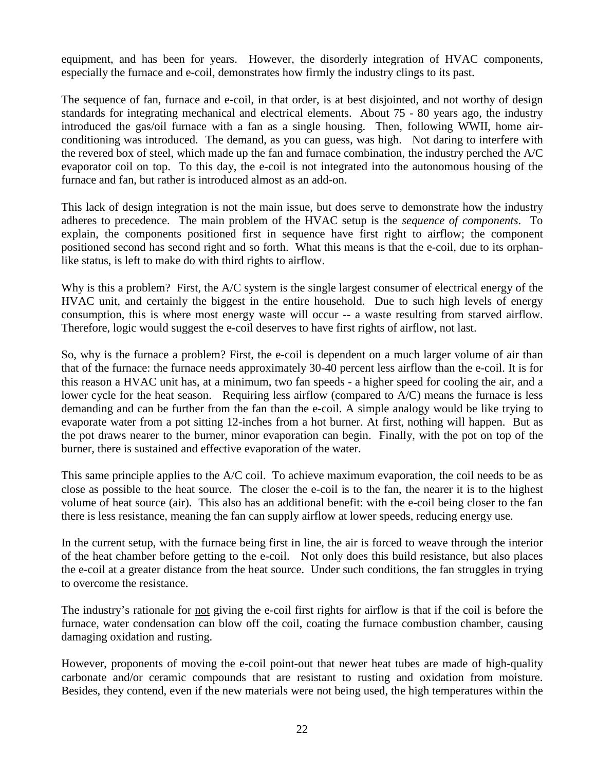equipment, and has been for years. However, the disorderly integration of HVAC components, especially the furnace and e-coil, demonstrates how firmly the industry clings to its past.

The sequence of fan, furnace and e-coil, in that order, is at best disjointed, and not worthy of design standards for integrating mechanical and electrical elements. About 75 - 80 years ago, the industry introduced the gas/oil furnace with a fan as a single housing. Then, following WWII, home air-conditioning was introduced. The demand, as you can guess, was high. Not daring to interfere with the revered box of steel, which made up the fan and furnace combination, the industry perched the A/C evaporator coil on top. To this day, the e-coil is not integrated into the autonomous housing of the furnace and fan, but rather is introduced almost as an add-on.

This lack of design integration is not the main issue, but does serve to demonstrate how the industry adheres to precedence. The main problem of the HVAC setup is the *sequence of components*. To explain, the components positioned first in sequence have first right to airflow; the component positioned second has second right and so forth. What this means is that the e-coil, due to its orphan-like status, is left to make do with third rights to airflow.

Why is this a problem? First, the A/C system is the single largest consumer of electrical energy of the HVAC unit, and certainly the biggest in the entire household. Due to such high levels of energy consumption, this is where most energy waste will occur -- a waste resulting from starved airflow. Therefore, logic would suggest the e-coil deserves to have first rights of airflow, not last.

So, why is the furnace a problem? First, the e-coil is dependent on a much larger volume of air than that of the furnace: the furnace needs approximately 30-40 percent less airflow than the e-coil. It is for this reason a HVAC unit has, at a minimum, two fan speeds - a higher speed for cooling the air, and a lower cycle for the heat season. Requiring less airflow (compared to A/C) means the furnace is less demanding and can be further from the fan than the e-coil. A simple analogy would be like trying to evaporate water from a pot sitting 12-inches from a hot burner. At first, nothing will happen. But as the pot draws nearer to the burner, minor evaporation can begin. Finally, with the pot on top of the burner, there is sustained and effective evaporation of the water.

This same principle applies to the A/C coil. To achieve maximum evaporation, the coil needs to be as close as possible to the heat source. The closer the e-coil is to the fan, the nearer it is to the highest volume of heat source (air). This also has an additional benefit: with the e-coil being closer to the fan there is less resistance, meaning the fan can supply airflow at lower speeds, reducing energy use.

In the current setup, with the furnace being first in line, the air is forced to weave through the interior of the heat chamber before getting to the e-coil. Not only does this build resistance, but also places the e-coil at a greater distance from the heat source. Under such conditions, the fan struggles in trying to overcome the resistance.

The industry's rationale for <u>not</u> giving the e-coil first rights for airflow is that if the coil is before the furnace, water condensation can blow off the coil, coating the furnace combustion chamber, causing damaging oxidation and rusting.

However, proponents of moving the e-coil point-out that newer heat tubes are made of high-quality carbonate and/or ceramic compounds that are resistant to rusting and oxidation from moisture. Besides, they contend, even if the new materials were not being used, the high temperatures within the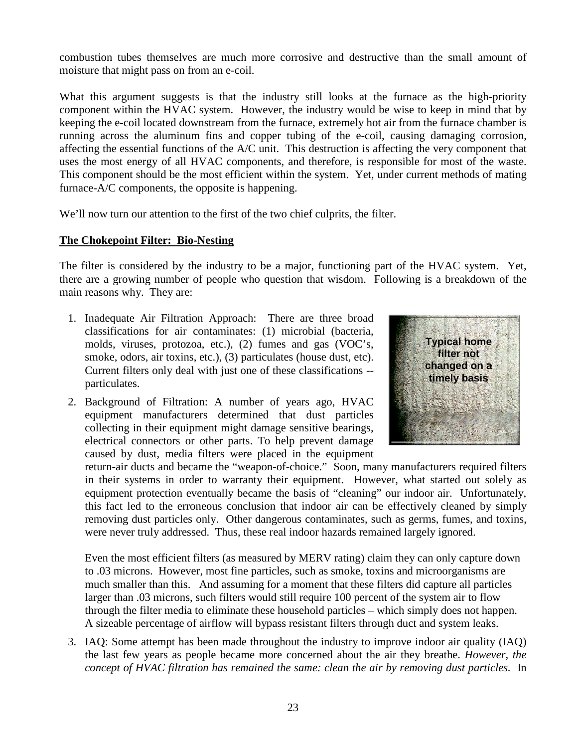combustion tubes themselves are much more corrosive and destructive than the small amount of moisture that might pass on from an e-coil.

What this argument suggests is that the industry still looks at the furnace as the high-priority component within the HVAC system. However, the industry would be wise to keep in mind that by keeping the e-coil located downstream from the furnace, extremely hot air from the furnace chamber is running across the aluminum fins and copper tubing of the e-coil, causing damaging corrosion, affecting the essential functions of the A/C unit. This destruction is affecting the very component that uses the most energy of all HVAC components, and therefore, is responsible for most of the waste. This component should be the most efficient within the system. Yet, under current methods of mating furnace-A/C components, the opposite is happening.

We'll now turn our attention to the first of the two chief culprits, the filter.

**The Chokepoint Filter: Bio-Nesting**

The filter is considered by the industry to be a major, functioning part of the HVAC system. Yet, there are a growing number of people who question that wisdom. Following is a breakdown of the main reasons why. They are:

1. Inadequate Air Filtration Approach: There are three broad classifications for air contaminates: (1) microbial (bacteria, molds, viruses, protozoa, etc.), (2) fumes and gas (VOC's, smoke, odors, air toxins, etc.), (3) particulates (house dust, etc). Current filters only deal with just one of these classifications -- particulates.

Typical home filter not changed on a timely basis

2. Background of Filtration: A number of years ago, HVAC equipment manufacturers determined that dust particles collecting in their equipment might damage sensitive bearings, electrical connectors or other parts. To help prevent damage caused by dust, media filters were placed in the equipment return-air ducts and became the "weapon-of-choice." Soon, many manufacturers required filters in their systems in order to warranty their equipment. However, what started out solely as equipment protection eventually became the basis of "cleaning" our indoor air. Unfortunately, this fact led to the erroneous conclusion that indoor air can be effectively cleaned by simply removing dust particles only. Other dangerous contaminates, such as germs, fumes, and toxins, were never truly addressed. Thus, these real indoor hazards remained largely ignored.

   Even the most efficient filters (as measured by MERV rating) claim they can only capture down to .03 microns. However, most fine particles, such as smoke, toxins and microorganisms are much smaller than this. And assuming for a moment that these filters did capture all particles larger than .03 microns, such filters would still require 100 percent of the system air to flow through the filter media to eliminate these household particles – which simply does not happen. A sizeable percentage of airflow will bypass resistant filters through duct and system leaks.

3. IAQ: Some attempt has been made throughout the industry to improve indoor air quality (IAQ) the last few years as people became more concerned about the air they breathe. *However, the concept of HVAC filtration has remained the same: clean the air by removing dust particles.* In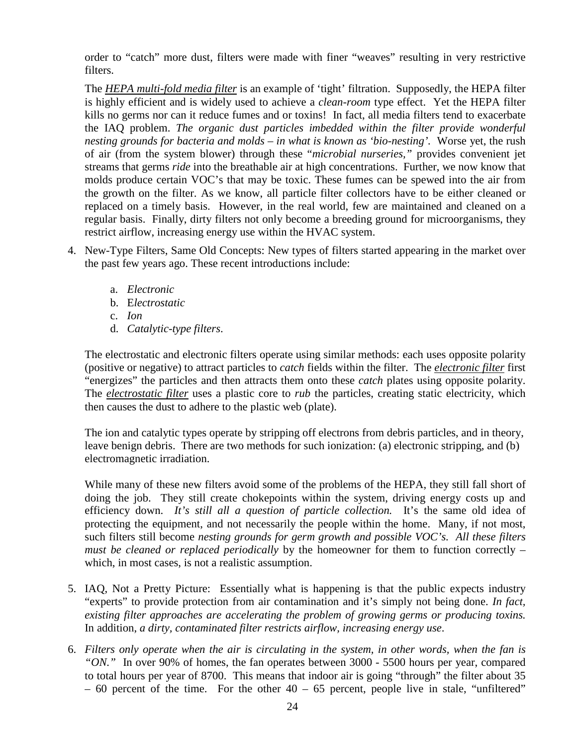order to "catch" more dust, filters were made with finer "weaves" resulting in very restrictive filters.

The ***HEPA multi-fold media filter*** is an example of 'tight' filtration. Supposedly, the HEPA filter is highly efficient and is widely used to achieve a *clean-room* type effect. Yet the HEPA filter kills no germs nor can it reduce fumes and or toxins! In fact, all media filters tend to exacerbate the IAQ problem. *The organic dust particles imbedded within the filter provide wonderful nesting grounds for bacteria and molds – in what is known as 'bio-nesting'.* Worse yet, the rush of air (from the system blower) through these "*microbial nurseries,*" provides convenient jet streams that germs *ride* into the breathable air at high concentrations. Further, we now know that molds produce certain VOC's that may be toxic. These fumes can be spewed into the air from the growth on the filter. As we know, all particle filter collectors have to be either cleaned or replaced on a timely basis. However, in the real world, few are maintained and cleaned on a regular basis. Finally, dirty filters not only become a breeding ground for microorganisms, they restrict airflow, increasing energy use within the HVAC system.

4. New-Type Filters, Same Old Concepts: New types of filters started appearing in the market over the past few years ago. These recent introductions include:

   a. *Electronic*
   b. E*lectrostatic*
   c. *Ion*
   d. *Catalytic-type filters*.

   The electrostatic and electronic filters operate using similar methods: each uses opposite polarity (positive or negative) to attract particles to *catch* fields within the filter. The ***electronic filter*** first "energizes" the particles and then attracts them onto these *catch* plates using opposite polarity. The ***electrostatic filter*** uses a plastic core to *rub* the particles, creating static electricity, which then causes the dust to adhere to the plastic web (plate).

   The ion and catalytic types operate by stripping off electrons from debris particles, and in theory, leave benign debris. There are two methods for such ionization: (a) electronic stripping, and (b) electromagnetic irradiation.

   While many of these new filters avoid some of the problems of the HEPA, they still fall short of doing the job. They still create chokepoints within the system, driving energy costs up and efficiency down. *It's still all a question of particle collection.* It's the same old idea of protecting the equipment, and not necessarily the people within the home. Many, if not most, such filters still become *nesting grounds for germ growth and possible VOC's. All these filters must be cleaned or replaced periodically* by the homeowner for them to function correctly – which, in most cases, is not a realistic assumption.

5. IAQ, Not a Pretty Picture: Essentially what is happening is that the public expects industry "experts" to provide protection from air contamination and it's simply not being done. *In fact, existing filter approaches are accelerating the problem of growing germs or producing toxins.* In addition, *a dirty, contaminated filter restricts airflow, increasing energy use*.

6. *Filters only operate when the air is circulating in the system, in other words, when the fan is "ON."* In over 90% of homes, the fan operates between 3000 - 5500 hours per year, compared to total hours per year of 8700. This means that indoor air is going "through" the filter about 35 – 60 percent of the time. For the other 40 – 65 percent, people live in stale, "unfiltered"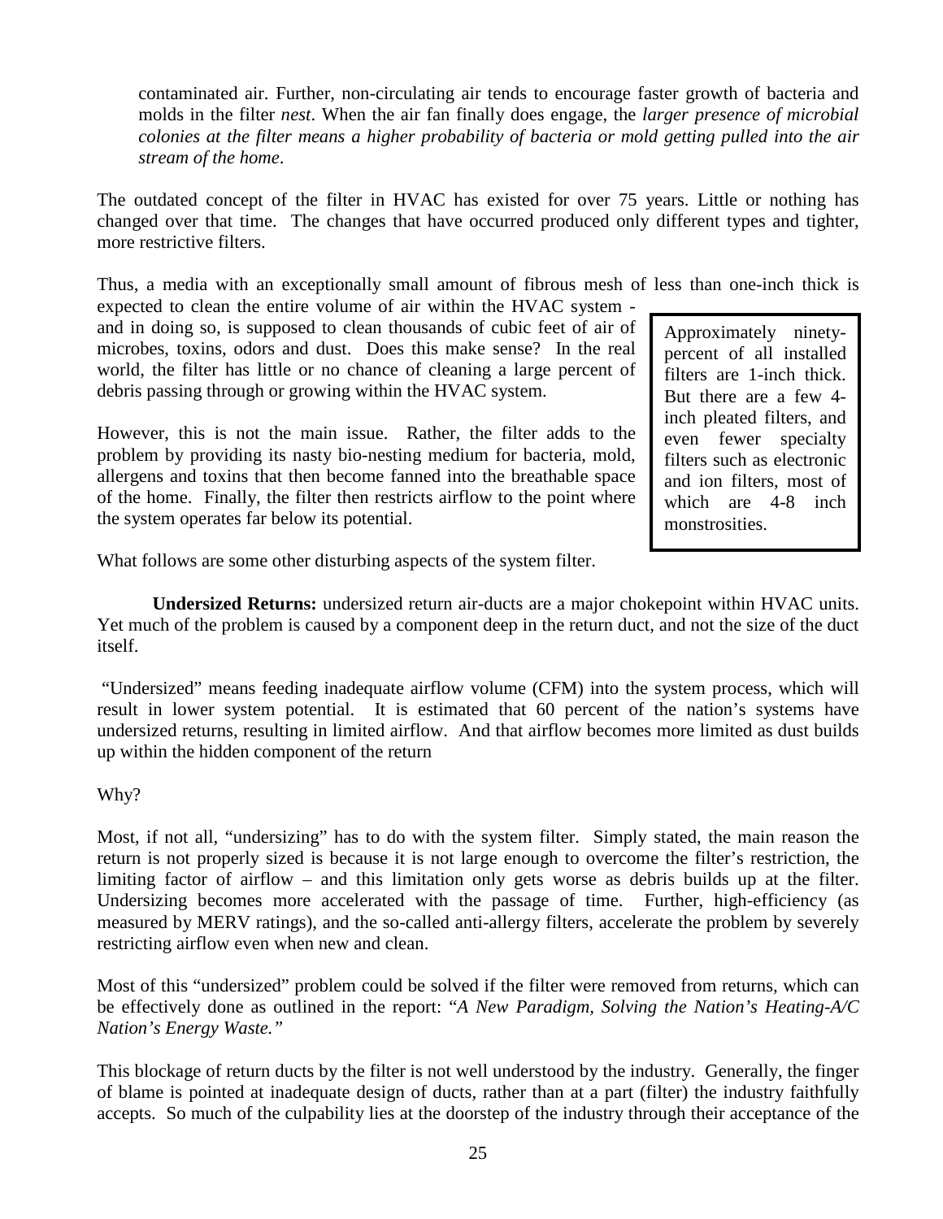contaminated air. Further, non-circulating air tends to encourage faster growth of bacteria and molds in the filter *nest*. When the air fan finally does engage, the *larger presence of microbial colonies at the filter means a higher probability of bacteria or mold getting pulled into the air stream of the home*.

The outdated concept of the filter in HVAC has existed for over 75 years. Little or nothing has changed over that time. The changes that have occurred produced only different types and tighter, more restrictive filters.

Thus, a media with an exceptionally small amount of fibrous mesh of less than one-inch thick is expected to clean the entire volume of air within the HVAC system - and in doing so, is supposed to clean thousands of cubic feet of air of microbes, toxins, odors and dust. Does this make sense? In the real world, the filter has little or no chance of cleaning a large percent of debris passing through or growing within the HVAC system.

However, this is not the main issue. Rather, the filter adds to the problem by providing its nasty bio-nesting medium for bacteria, mold, allergens and toxins that then become fanned into the breathable space of the home. Finally, the filter then restricts airflow to the point where the system operates far below its potential.

> Approximately ninety-percent of all installed filters are 1-inch thick. But there are a few 4-inch pleated filters, and even fewer specialty filters such as electronic and ion filters, most of which are 4-8 inch monstrosities.

What follows are some other disturbing aspects of the system filter.

**Undersized Returns:** undersized return air-ducts are a major chokepoint within HVAC units. Yet much of the problem is caused by a component deep in the return duct, and not the size of the duct itself.

"Undersized" means feeding inadequate airflow volume (CFM) into the system process, which will result in lower system potential. It is estimated that 60 percent of the nation's systems have undersized returns, resulting in limited airflow. And that airflow becomes more limited as dust builds up within the hidden component of the return

Why?

Most, if not all, "undersizing" has to do with the system filter. Simply stated, the main reason the return is not properly sized is because it is not large enough to overcome the filter's restriction, the limiting factor of airflow – and this limitation only gets worse as debris builds up at the filter. Undersizing becomes more accelerated with the passage of time. Further, high-efficiency (as measured by MERV ratings), and the so-called anti-allergy filters, accelerate the problem by severely restricting airflow even when new and clean.

Most of this "undersized" problem could be solved if the filter were removed from returns, which can be effectively done as outlined in the report: "*A New Paradigm, Solving the Nation's Heating-A/C Nation's Energy Waste.*"

This blockage of return ducts by the filter is not well understood by the industry. Generally, the finger of blame is pointed at inadequate design of ducts, rather than at a part (filter) the industry faithfully accepts. So much of the culpability lies at the doorstep of the industry through their acceptance of the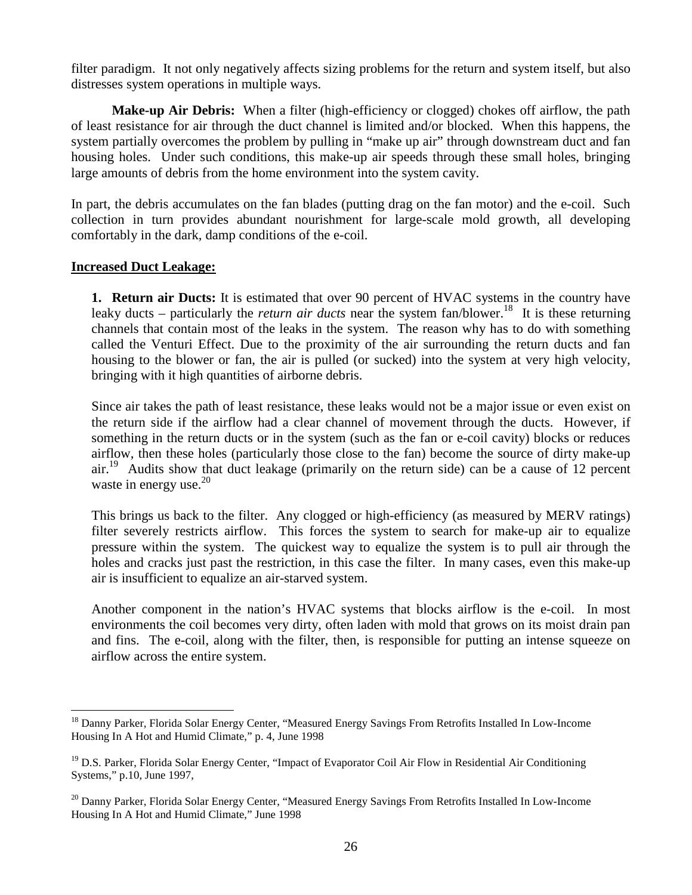filter paradigm. It not only negatively affects sizing problems for the return and system itself, but also distresses system operations in multiple ways.

**Make-up Air Debris:** When a filter (high-efficiency or clogged) chokes off airflow, the path of least resistance for air through the duct channel is limited and/or blocked. When this happens, the system partially overcomes the problem by pulling in "make up air" through downstream duct and fan housing holes. Under such conditions, this make-up air speeds through these small holes, bringing large amounts of debris from the home environment into the system cavity.

In part, the debris accumulates on the fan blades (putting drag on the fan motor) and the e-coil. Such collection in turn provides abundant nourishment for large-scale mold growth, all developing comfortably in the dark, damp conditions of the e-coil.

**Increased Duct Leakage:**

**1. Return air Ducts:** It is estimated that over 90 percent of HVAC systems in the country have leaky ducts – particularly the *return air ducts* near the system fan/blower.[18] It is these returning channels that contain most of the leaks in the system. The reason why has to do with something called the Venturi Effect. Due to the proximity of the air surrounding the return ducts and fan housing to the blower or fan, the air is pulled (or sucked) into the system at very high velocity, bringing with it high quantities of airborne debris.

Since air takes the path of least resistance, these leaks would not be a major issue or even exist on the return side if the airflow had a clear channel of movement through the ducts. However, if something in the return ducts or in the system (such as the fan or e-coil cavity) blocks or reduces airflow, then these holes (particularly those close to the fan) become the source of dirty make-up air.[19] Audits show that duct leakage (primarily on the return side) can be a cause of 12 percent waste in energy use.[20]

This brings us back to the filter. Any clogged or high-efficiency (as measured by MERV ratings) filter severely restricts airflow. This forces the system to search for make-up air to equalize pressure within the system. The quickest way to equalize the system is to pull air through the holes and cracks just past the restriction, in this case the filter. In many cases, even this make-up air is insufficient to equalize an air-starved system.

Another component in the nation's HVAC systems that blocks airflow is the e-coil. In most environments the coil becomes very dirty, often laden with mold that grows on its moist drain pan and fins. The e-coil, along with the filter, then, is responsible for putting an intense squeeze on airflow across the entire system.

---

[18] Danny Parker, Florida Solar Energy Center, "Measured Energy Savings From Retrofits Installed In Low-Income Housing In A Hot and Humid Climate," p. 4, June 1998

[19] D.S. Parker, Florida Solar Energy Center, "Impact of Evaporator Coil Air Flow in Residential Air Conditioning Systems," p.10, June 1997,

[20] Danny Parker, Florida Solar Energy Center, "Measured Energy Savings From Retrofits Installed In Low-Income Housing In A Hot and Humid Climate," June 1998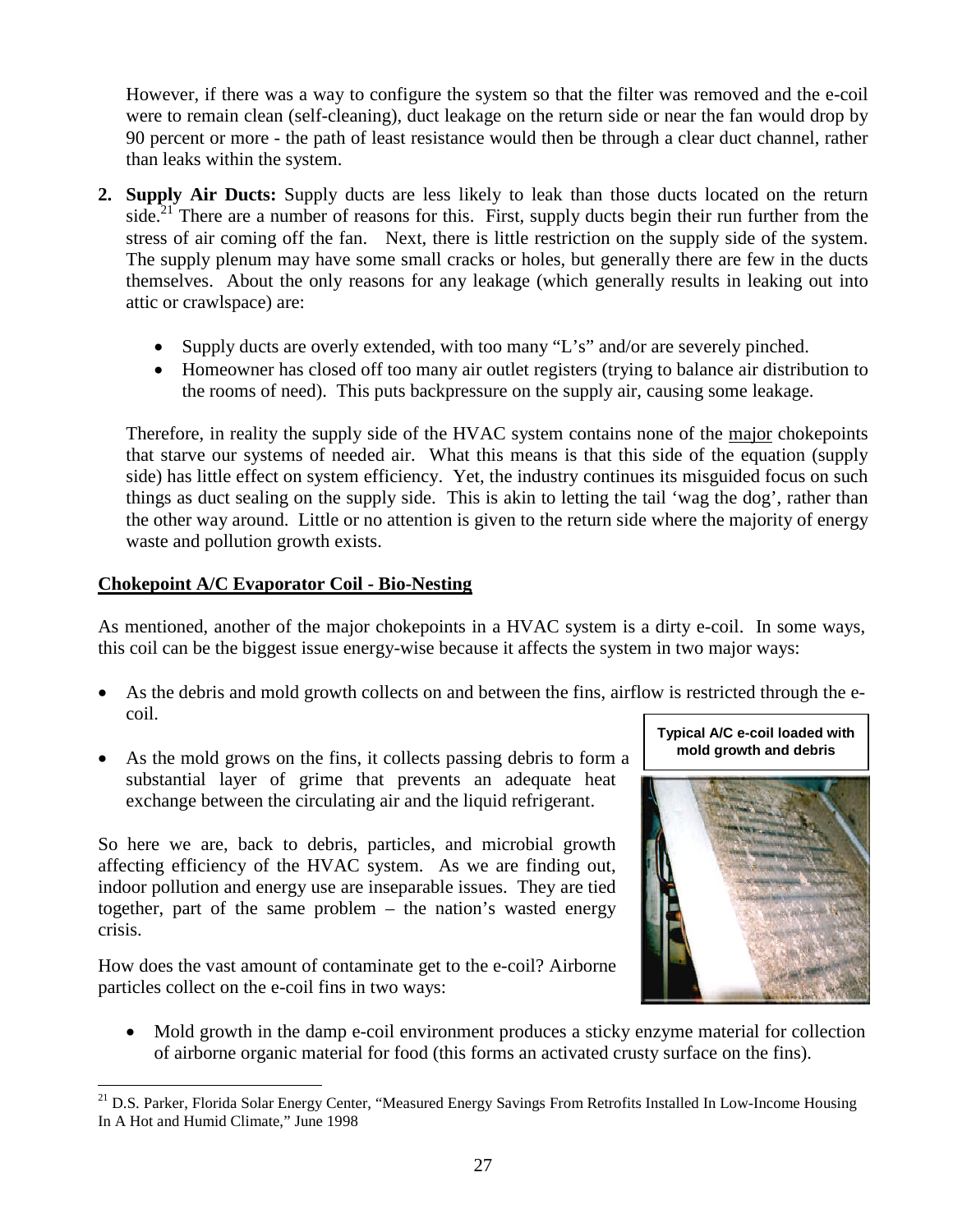However, if there was a way to configure the system so that the filter was removed and the e-coil were to remain clean (self-cleaning), duct leakage on the return side or near the fan would drop by 90 percent or more - the path of least resistance would then be through a clear duct channel, rather than leaks within the system.

2. **Supply Air Ducts:** Supply ducts are less likely to leak than those ducts located on the return side.[21] There are a number of reasons for this. First, supply ducts begin their run further from the stress of air coming off the fan. Next, there is little restriction on the supply side of the system. The supply plenum may have some small cracks or holes, but generally there are few in the ducts themselves. About the only reasons for any leakage (which generally results in leaking out into attic or crawlspace) are:

   - Supply ducts are overly extended, with too many "L's" and/or are severely pinched.
   - Homeowner has closed off too many air outlet registers (trying to balance air distribution to the rooms of need). This puts backpressure on the supply air, causing some leakage.

   Therefore, in reality the supply side of the HVAC system contains none of the major chokepoints that starve our systems of needed air. What this means is that this side of the equation (supply side) has little effect on system efficiency. Yet, the industry continues its misguided focus on such things as duct sealing on the supply side. This is akin to letting the tail 'wag the dog', rather than the other way around. Little or no attention is given to the return side where the majority of energy waste and pollution growth exists.

## Chokepoint A/C Evaporator Coil - Bio-Nesting

As mentioned, another of the major chokepoints in a HVAC system is a dirty e-coil. In some ways, this coil can be the biggest issue energy-wise because it affects the system in two major ways:

- As the debris and mold growth collects on and between the fins, airflow is restricted through the e-coil.
- As the mold grows on the fins, it collects passing debris to form a substantial layer of grime that prevents an adequate heat exchange between the circulating air and the liquid refrigerant.

**Typical A/C e-coil loaded with mold growth and debris**

So here we are, back to debris, particles, and microbial growth affecting efficiency of the HVAC system. As we are finding out, indoor pollution and energy use are inseparable issues. They are tied together, part of the same problem – the nation's wasted energy crisis.

How does the vast amount of contaminate get to the e-coil? Airborne particles collect on the e-coil fins in two ways:

- Mold growth in the damp e-coil environment produces a sticky enzyme material for collection of airborne organic material for food (this forms an activated crusty surface on the fins).

[21] D.S. Parker, Florida Solar Energy Center, "Measured Energy Savings From Retrofits Installed In Low-Income Housing In A Hot and Humid Climate," June 1998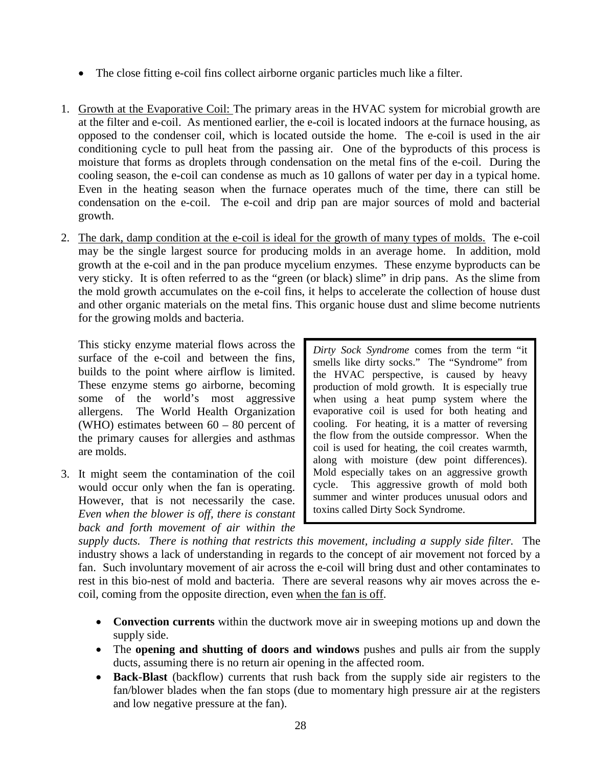- The close fitting e-coil fins collect airborne organic particles much like a filter.

1. <u>Growth at the Evaporative Coil:</u> The primary areas in the HVAC system for microbial growth are at the filter and e-coil. As mentioned earlier, the e-coil is located indoors at the furnace housing, as opposed to the condenser coil, which is located outside the home. The e-coil is used in the air conditioning cycle to pull heat from the passing air. One of the byproducts of this process is moisture that forms as droplets through condensation on the metal fins of the e-coil. During the cooling season, the e-coil can condense as much as 10 gallons of water per day in a typical home. Even in the heating season when the furnace operates much of the time, there can still be condensation on the e-coil. The e-coil and drip pan are major sources of mold and bacterial growth.

2. <u>The dark, damp condition at the e-coil is ideal for the growth of many types of molds.</u> The e-coil may be the single largest source for producing molds in an average home. In addition, mold growth at the e-coil and in the pan produce mycelium enzymes. These enzyme byproducts can be very sticky. It is often referred to as the "green (or black) slime" in drip pans. As the slime from the mold growth accumulates on the e-coil fins, it helps to accelerate the collection of house dust and other organic materials on the metal fins. This organic house dust and slime become nutrients for the growing molds and bacteria.

   This sticky enzyme material flows across the surface of the e-coil and between the fins, builds to the point where airflow is limited. These enzyme stems go airborne, becoming some of the world's most aggressive allergens. The World Health Organization (WHO) estimates between 60 – 80 percent of the primary causes for allergies and asthmas are molds.

3. It might seem the contamination of the coil would occur only when the fan is operating. However, that is not necessarily the case. *Even when the blower is off, there is constant back and forth movement of air within the supply ducts. There is nothing that restricts this movement, including a supply side filter.* The industry shows a lack of understanding in regards to the concept of air movement not forced by a fan. Such involuntary movement of air across the e-coil will bring dust and other contaminates to rest in this bio-nest of mold and bacteria. There are several reasons why air moves across the e-coil, coming from the opposite direction, even <u>when the fan is off</u>.

   - **Convection currents** within the ductwork move air in sweeping motions up and down the supply side.
   - The **opening and shutting of doors and windows** pushes and pulls air from the supply ducts, assuming there is no return air opening in the affected room.
   - **Back-Blast** (backflow) currents that rush back from the supply side air registers to the fan/blower blades when the fan stops (due to momentary high pressure air at the registers and low negative pressure at the fan).

> *Dirty Sock Syndrome* comes from the term "it smells like dirty socks." The "Syndrome" from the HVAC perspective, is caused by heavy production of mold growth. It is especially true when using a heat pump system where the evaporative coil is used for both heating and cooling. For heating, it is a matter of reversing the flow from the outside compressor. When the coil is used for heating, the coil creates warmth, along with moisture (dew point differences). Mold especially takes on an aggressive growth cycle. This aggressive growth of mold both summer and winter produces unusual odors and toxins called Dirty Sock Syndrome.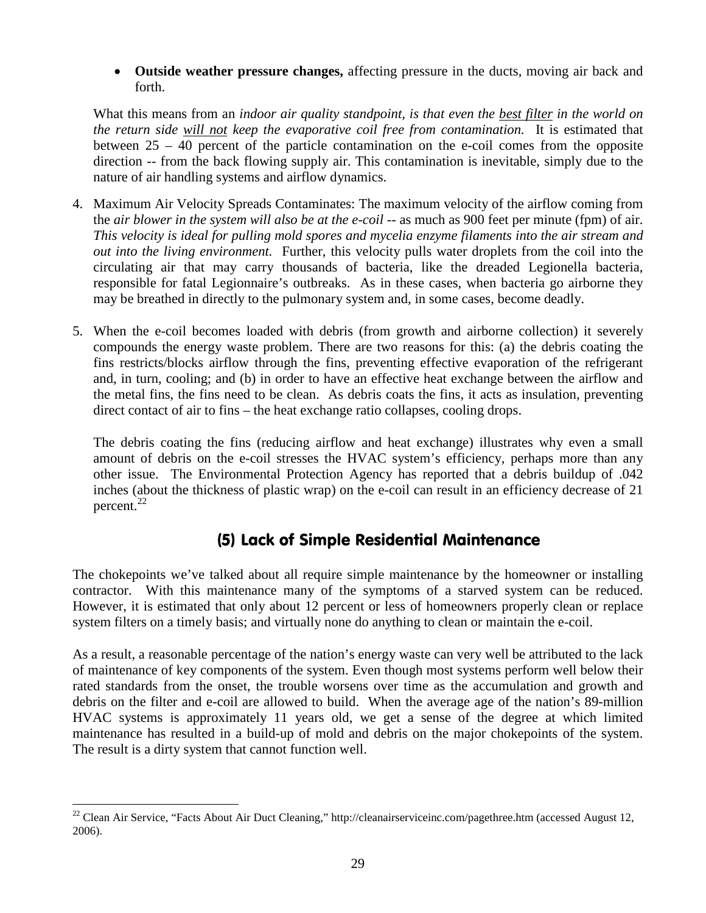- **Outside weather pressure changes,** affecting pressure in the ducts, moving air back and forth.

What this means from an *indoor air quality standpoint, is that even the* *best filter* *in the world on the return side* *will not* *keep the evaporative coil free from contamination.* It is estimated that between 25 – 40 percent of the particle contamination on the e-coil comes from the opposite direction -- from the back flowing supply air. This contamination is inevitable, simply due to the nature of air handling systems and airflow dynamics.

4. Maximum Air Velocity Spreads Contaminates: The maximum velocity of the airflow coming from the *air blower in the system will also be at the e-coil* -- as much as 900 feet per minute (fpm) of air. *This velocity is ideal for pulling mold spores and mycelia enzyme filaments into the air stream and out into the living environment.* Further, this velocity pulls water droplets from the coil into the circulating air that may carry thousands of bacteria, like the dreaded Legionella bacteria, responsible for fatal Legionnaire's outbreaks. As in these cases, when bacteria go airborne they may be breathed in directly to the pulmonary system and, in some cases, become deadly.

5. When the e-coil becomes loaded with debris (from growth and airborne collection) it severely compounds the energy waste problem. There are two reasons for this: (a) the debris coating the fins restricts/blocks airflow through the fins, preventing effective evaporation of the refrigerant and, in turn, cooling; and (b) in order to have an effective heat exchange between the airflow and the metal fins, the fins need to be clean. As debris coats the fins, it acts as insulation, preventing direct contact of air to fins – the heat exchange ratio collapses, cooling drops.

   The debris coating the fins (reducing airflow and heat exchange) illustrates why even a small amount of debris on the e-coil stresses the HVAC system's efficiency, perhaps more than any other issue. The Environmental Protection Agency has reported that a debris buildup of .042 inches (about the thickness of plastic wrap) on the e-coil can result in an efficiency decrease of 21 percent.[22]

## (5) Lack of Simple Residential Maintenance

The chokepoints we've talked about all require simple maintenance by the homeowner or installing contractor. With this maintenance many of the symptoms of a starved system can be reduced. However, it is estimated that only about 12 percent or less of homeowners properly clean or replace system filters on a timely basis; and virtually none do anything to clean or maintain the e-coil.

As a result, a reasonable percentage of the nation's energy waste can very well be attributed to the lack of maintenance of key components of the system. Even though most systems perform well below their rated standards from the onset, the trouble worsens over time as the accumulation and growth and debris on the filter and e-coil are allowed to build. When the average age of the nation's 89-million HVAC systems is approximately 11 years old, we get a sense of the degree at which limited maintenance has resulted in a build-up of mold and debris on the major chokepoints of the system. The result is a dirty system that cannot function well.

---

[22] Clean Air Service, "Facts About Air Duct Cleaning," http://cleanairserviceinc.com/pagethree.htm (accessed August 12, 2006).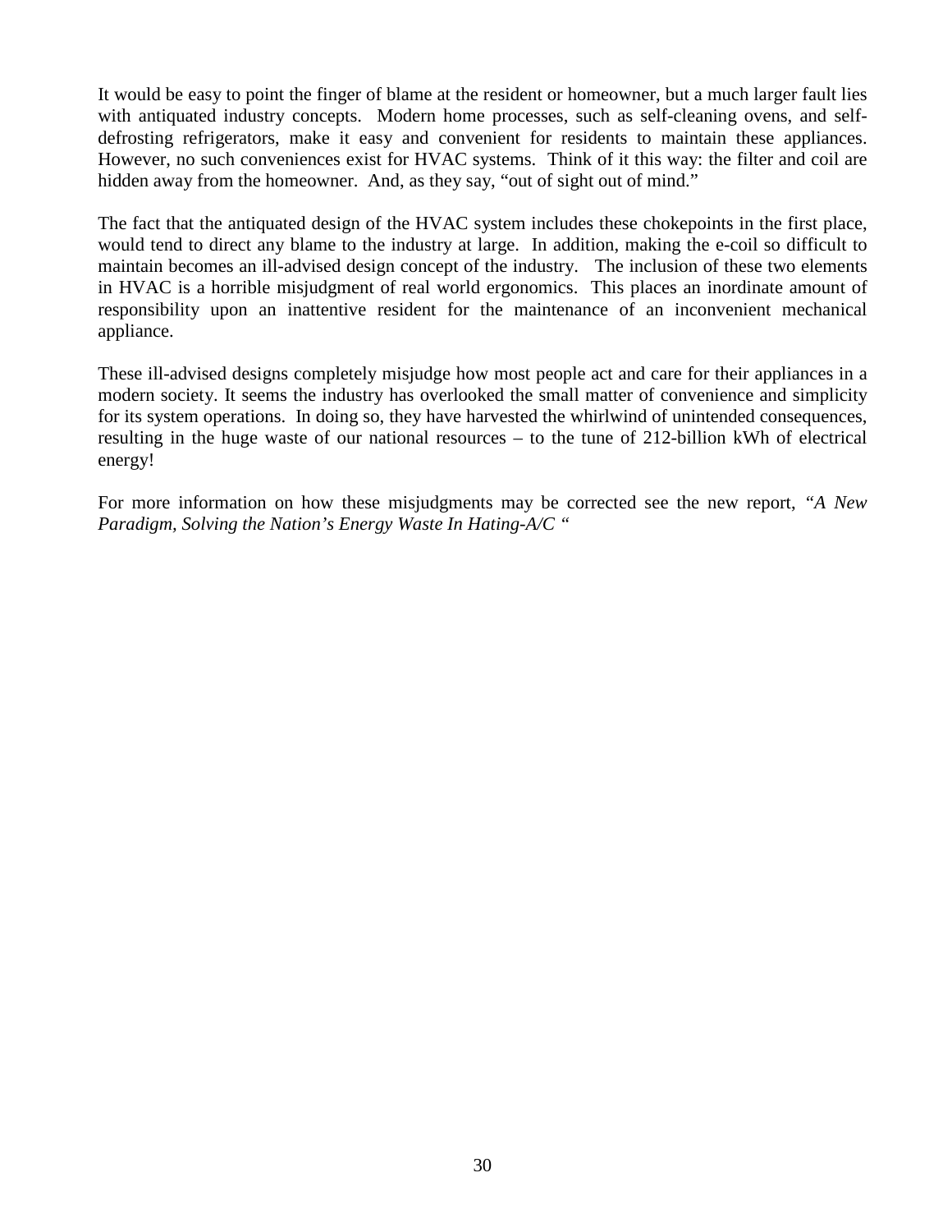It would be easy to point the finger of blame at the resident or homeowner, but a much larger fault lies with antiquated industry concepts. Modern home processes, such as self-cleaning ovens, and self-defrosting refrigerators, make it easy and convenient for residents to maintain these appliances. However, no such conveniences exist for HVAC systems. Think of it this way: the filter and coil are hidden away from the homeowner. And, as they say, "out of sight out of mind."

The fact that the antiquated design of the HVAC system includes these chokepoints in the first place, would tend to direct any blame to the industry at large. In addition, making the e-coil so difficult to maintain becomes an ill-advised design concept of the industry. The inclusion of these two elements in HVAC is a horrible misjudgment of real world ergonomics. This places an inordinate amount of responsibility upon an inattentive resident for the maintenance of an inconvenient mechanical appliance.

These ill-advised designs completely misjudge how most people act and care for their appliances in a modern society. It seems the industry has overlooked the small matter of convenience and simplicity for its system operations. In doing so, they have harvested the whirlwind of unintended consequences, resulting in the huge waste of our national resources – to the tune of 212-billion kWh of electrical energy!

For more information on how these misjudgments may be corrected see the new report, "*A New Paradigm, Solving the Nation's Energy Waste In Hating-A/C* "